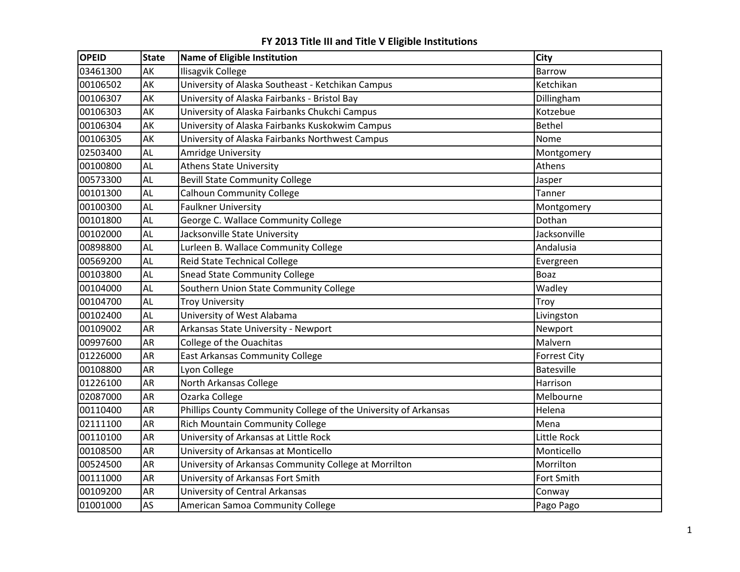# FY 2013 Title III and Title V Eligible Institutions

| OPEID | State | Name of Eligible Institution | City |
|---|---|---|---|
| 03461300 | AK | Ilisagvik College | Barrow |
| 00106502 | AK | University of Alaska Southeast - Ketchikan Campus | Ketchikan |
| 00106307 | AK | University of Alaska Fairbanks - Bristol Bay | Dillingham |
| 00106303 | AK | University of Alaska Fairbanks Chukchi Campus | Kotzebue |
| 00106304 | AK | University of Alaska Fairbanks Kuskokwim Campus | Bethel |
| 00106305 | AK | University of Alaska Fairbanks Northwest Campus | Nome |
| 02503400 | AL | Amridge University | Montgomery |
| 00100800 | AL | Athens State University | Athens |
| 00573300 | AL | Bevill State Community College | Jasper |
| 00101300 | AL | Calhoun Community College | Tanner |
| 00100300 | AL | Faulkner University | Montgomery |
| 00101800 | AL | George C. Wallace Community College | Dothan |
| 00102000 | AL | Jacksonville State University | Jacksonville |
| 00898800 | AL | Lurleen B. Wallace Community College | Andalusia |
| 00569200 | AL | Reid State Technical College | Evergreen |
| 00103800 | AL | Snead State Community College | Boaz |
| 00104000 | AL | Southern Union State Community College | Wadley |
| 00104700 | AL | Troy University | Troy |
| 00102400 | AL | University of West Alabama | Livingston |
| 00109002 | AR | Arkansas State University - Newport | Newport |
| 00997600 | AR | College of the Ouachitas | Malvern |
| 01226000 | AR | East Arkansas Community College | Forrest City |
| 00108800 | AR | Lyon College | Batesville |
| 01226100 | AR | North Arkansas College | Harrison |
| 02087000 | AR | Ozarka College | Melbourne |
| 00110400 | AR | Phillips County Community College of the University of Arkansas | Helena |
| 02111100 | AR | Rich Mountain Community College | Mena |
| 00110100 | AR | University of Arkansas at Little Rock | Little Rock |
| 00108500 | AR | University of Arkansas at Monticello | Monticello |
| 00524500 | AR | University of Arkansas Community College at Morrilton | Morrilton |
| 00111000 | AR | University of Arkansas Fort Smith | Fort Smith |
| 00109200 | AR | University of Central Arkansas | Conway |
| 01001000 | AS | American Samoa Community College | Pago Pago |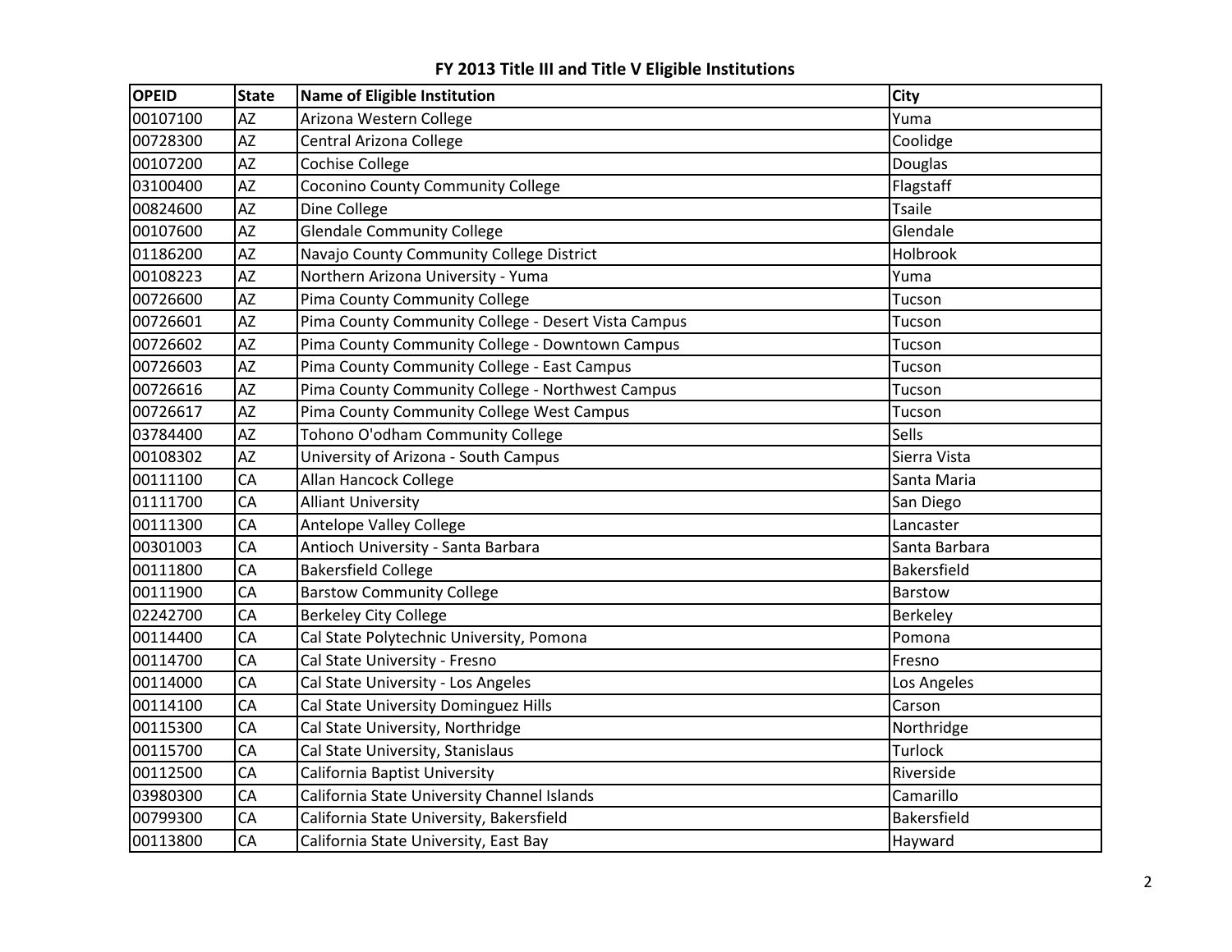# FY 2013 Title III and Title V Eligible Institutions

| OPEID | State | Name of Eligible Institution | City |
|---|---|---|---|
| 00107100 | AZ | Arizona Western College | Yuma |
| 00728300 | AZ | Central Arizona College | Coolidge |
| 00107200 | AZ | Cochise College | Douglas |
| 03100400 | AZ | Coconino County Community College | Flagstaff |
| 00824600 | AZ | Dine College | Tsaile |
| 00107600 | AZ | Glendale Community College | Glendale |
| 01186200 | AZ | Navajo County Community College District | Holbrook |
| 00108223 | AZ | Northern Arizona University - Yuma | Yuma |
| 00726600 | AZ | Pima County Community College | Tucson |
| 00726601 | AZ | Pima County Community College - Desert Vista Campus | Tucson |
| 00726602 | AZ | Pima County Community College - Downtown Campus | Tucson |
| 00726603 | AZ | Pima County Community College - East Campus | Tucson |
| 00726616 | AZ | Pima County Community College - Northwest Campus | Tucson |
| 00726617 | AZ | Pima County Community College West Campus | Tucson |
| 03784400 | AZ | Tohono O'odham Community College | Sells |
| 00108302 | AZ | University of Arizona - South Campus | Sierra Vista |
| 00111100 | CA | Allan Hancock College | Santa Maria |
| 01111700 | CA | Alliant University | San Diego |
| 00111300 | CA | Antelope Valley College | Lancaster |
| 00301003 | CA | Antioch University - Santa Barbara | Santa Barbara |
| 00111800 | CA | Bakersfield College | Bakersfield |
| 00111900 | CA | Barstow Community College | Barstow |
| 02242700 | CA | Berkeley City College | Berkeley |
| 00114400 | CA | Cal State Polytechnic University, Pomona | Pomona |
| 00114700 | CA | Cal State University - Fresno | Fresno |
| 00114000 | CA | Cal State University - Los Angeles | Los Angeles |
| 00114100 | CA | Cal State University Dominguez Hills | Carson |
| 00115300 | CA | Cal State University, Northridge | Northridge |
| 00115700 | CA | Cal State University, Stanislaus | Turlock |
| 00112500 | CA | California Baptist University | Riverside |
| 03980300 | CA | California State University Channel Islands | Camarillo |
| 00799300 | CA | California State University, Bakersfield | Bakersfield |
| 00113800 | CA | California State University, East Bay | Hayward |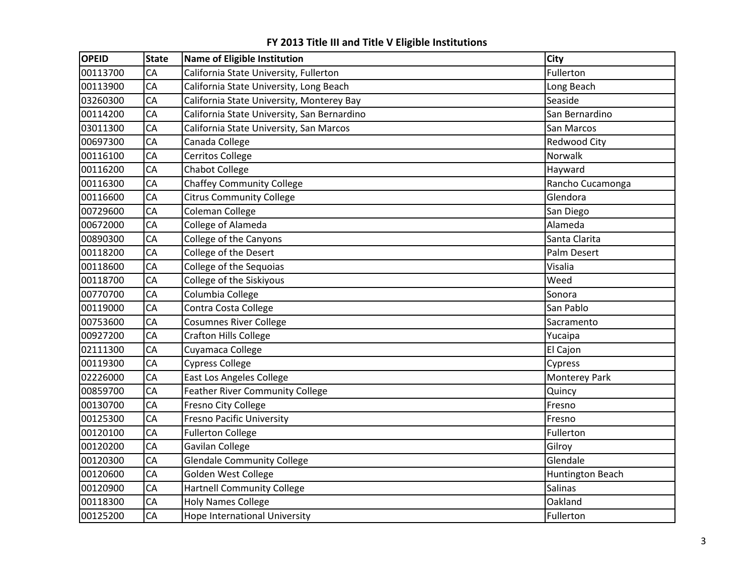**FY 2013 Title III and Title V Eligible Institutions**

| OPEID | State | Name of Eligible Institution | City |
|---|---|---|---|
| 00113700 | CA | California State University, Fullerton | Fullerton |
| 00113900 | CA | California State University, Long Beach | Long Beach |
| 03260300 | CA | California State University, Monterey Bay | Seaside |
| 00114200 | CA | California State University, San Bernardino | San Bernardino |
| 03011300 | CA | California State University, San Marcos | San Marcos |
| 00697300 | CA | Canada College | Redwood City |
| 00116100 | CA | Cerritos College | Norwalk |
| 00116200 | CA | Chabot College | Hayward |
| 00116300 | CA | Chaffey Community College | Rancho Cucamonga |
| 00116600 | CA | Citrus Community College | Glendora |
| 00729600 | CA | Coleman College | San Diego |
| 00672000 | CA | College of Alameda | Alameda |
| 00890300 | CA | College of the Canyons | Santa Clarita |
| 00118200 | CA | College of the Desert | Palm Desert |
| 00118600 | CA | College of the Sequoias | Visalia |
| 00118700 | CA | College of the Siskiyous | Weed |
| 00770700 | CA | Columbia College | Sonora |
| 00119000 | CA | Contra Costa College | San Pablo |
| 00753600 | CA | Cosumnes River College | Sacramento |
| 00927200 | CA | Crafton Hills College | Yucaipa |
| 02111300 | CA | Cuyamaca College | El Cajon |
| 00119300 | CA | Cypress College | Cypress |
| 02226000 | CA | East Los Angeles College | Monterey Park |
| 00859700 | CA | Feather River Community College | Quincy |
| 00130700 | CA | Fresno City College | Fresno |
| 00125300 | CA | Fresno Pacific University | Fresno |
| 00120100 | CA | Fullerton College | Fullerton |
| 00120200 | CA | Gavilan College | Gilroy |
| 00120300 | CA | Glendale Community College | Glendale |
| 00120600 | CA | Golden West College | Huntington Beach |
| 00120900 | CA | Hartnell Community College | Salinas |
| 00118300 | CA | Holy Names College | Oakland |
| 00125200 | CA | Hope International University | Fullerton |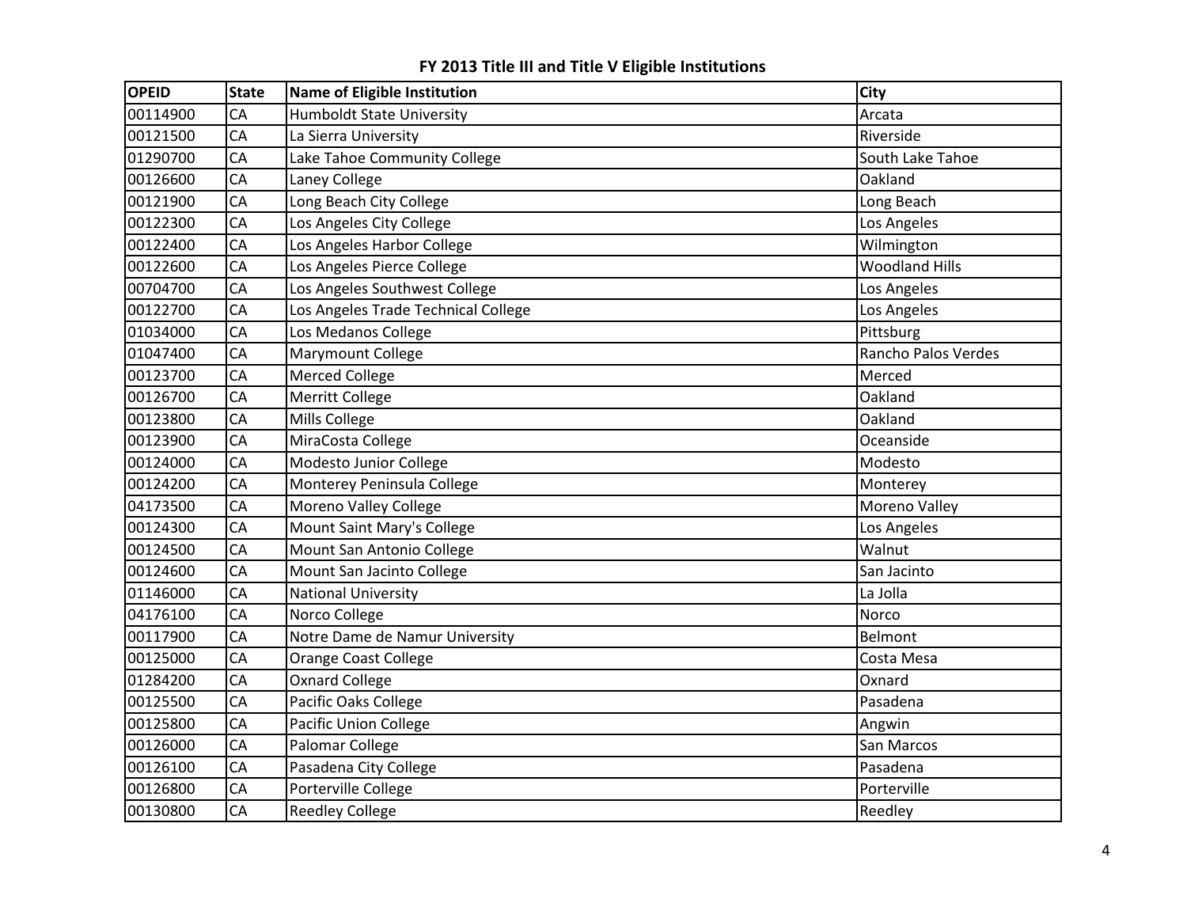# FY 2013 Title III and Title V Eligible Institutions

| OPEID | State | Name of Eligible Institution | City |
|---|---|---|---|
| 00114900 | CA | Humboldt State University | Arcata |
| 00121500 | CA | La Sierra University | Riverside |
| 01290700 | CA | Lake Tahoe Community College | South Lake Tahoe |
| 00126600 | CA | Laney College | Oakland |
| 00121900 | CA | Long Beach City College | Long Beach |
| 00122300 | CA | Los Angeles City College | Los Angeles |
| 00122400 | CA | Los Angeles Harbor College | Wilmington |
| 00122600 | CA | Los Angeles Pierce College | Woodland Hills |
| 00704700 | CA | Los Angeles Southwest College | Los Angeles |
| 00122700 | CA | Los Angeles Trade Technical College | Los Angeles |
| 01034000 | CA | Los Medanos College | Pittsburg |
| 01047400 | CA | Marymount College | Rancho Palos Verdes |
| 00123700 | CA | Merced College | Merced |
| 00126700 | CA | Merritt College | Oakland |
| 00123800 | CA | Mills College | Oakland |
| 00123900 | CA | MiraCosta College | Oceanside |
| 00124000 | CA | Modesto Junior College | Modesto |
| 00124200 | CA | Monterey Peninsula College | Monterey |
| 04173500 | CA | Moreno Valley College | Moreno Valley |
| 00124300 | CA | Mount Saint Mary's College | Los Angeles |
| 00124500 | CA | Mount San Antonio College | Walnut |
| 00124600 | CA | Mount San Jacinto College | San Jacinto |
| 01146000 | CA | National University | La Jolla |
| 04176100 | CA | Norco College | Norco |
| 00117900 | CA | Notre Dame de Namur University | Belmont |
| 00125000 | CA | Orange Coast College | Costa Mesa |
| 01284200 | CA | Oxnard College | Oxnard |
| 00125500 | CA | Pacific Oaks College | Pasadena |
| 00125800 | CA | Pacific Union College | Angwin |
| 00126000 | CA | Palomar College | San Marcos |
| 00126100 | CA | Pasadena City College | Pasadena |
| 00126800 | CA | Porterville College | Porterville |
| 00130800 | CA | Reedley College | Reedley |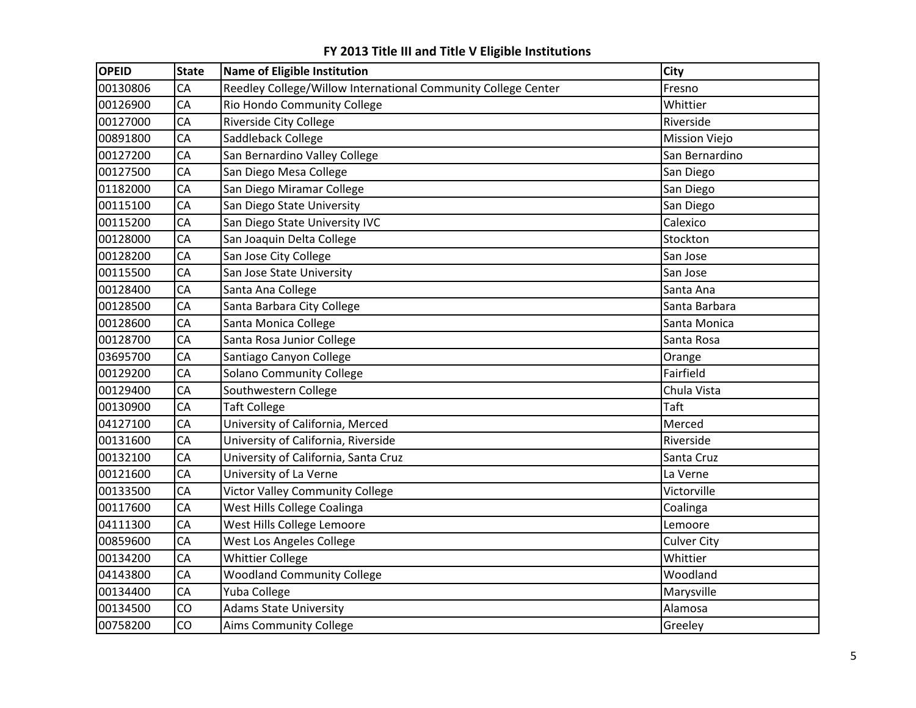**FY 2013 Title III and Title V Eligible Institutions**

| OPEID | State | Name of Eligible Institution | City |
|---|---|---|---|
| 00130806 | CA | Reedley College/Willow International Community College Center | Fresno |
| 00126900 | CA | Rio Hondo Community College | Whittier |
| 00127000 | CA | Riverside City College | Riverside |
| 00891800 | CA | Saddleback College | Mission Viejo |
| 00127200 | CA | San Bernardino Valley College | San Bernardino |
| 00127500 | CA | San Diego Mesa College | San Diego |
| 01182000 | CA | San Diego Miramar College | San Diego |
| 00115100 | CA | San Diego State University | San Diego |
| 00115200 | CA | San Diego State University IVC | Calexico |
| 00128000 | CA | San Joaquin Delta College | Stockton |
| 00128200 | CA | San Jose City College | San Jose |
| 00115500 | CA | San Jose State University | San Jose |
| 00128400 | CA | Santa Ana College | Santa Ana |
| 00128500 | CA | Santa Barbara City College | Santa Barbara |
| 00128600 | CA | Santa Monica College | Santa Monica |
| 00128700 | CA | Santa Rosa Junior College | Santa Rosa |
| 03695700 | CA | Santiago Canyon College | Orange |
| 00129200 | CA | Solano Community College | Fairfield |
| 00129400 | CA | Southwestern College | Chula Vista |
| 00130900 | CA | Taft College | Taft |
| 04127100 | CA | University of California, Merced | Merced |
| 00131600 | CA | University of California, Riverside | Riverside |
| 00132100 | CA | University of California, Santa Cruz | Santa Cruz |
| 00121600 | CA | University of La Verne | La Verne |
| 00133500 | CA | Victor Valley Community College | Victorville |
| 00117600 | CA | West Hills College Coalinga | Coalinga |
| 04111300 | CA | West Hills College Lemoore | Lemoore |
| 00859600 | CA | West Los Angeles College | Culver City |
| 00134200 | CA | Whittier College | Whittier |
| 04143800 | CA | Woodland Community College | Woodland |
| 00134400 | CA | Yuba College | Marysville |
| 00134500 | CO | Adams State University | Alamosa |
| 00758200 | CO | Aims Community College | Greeley |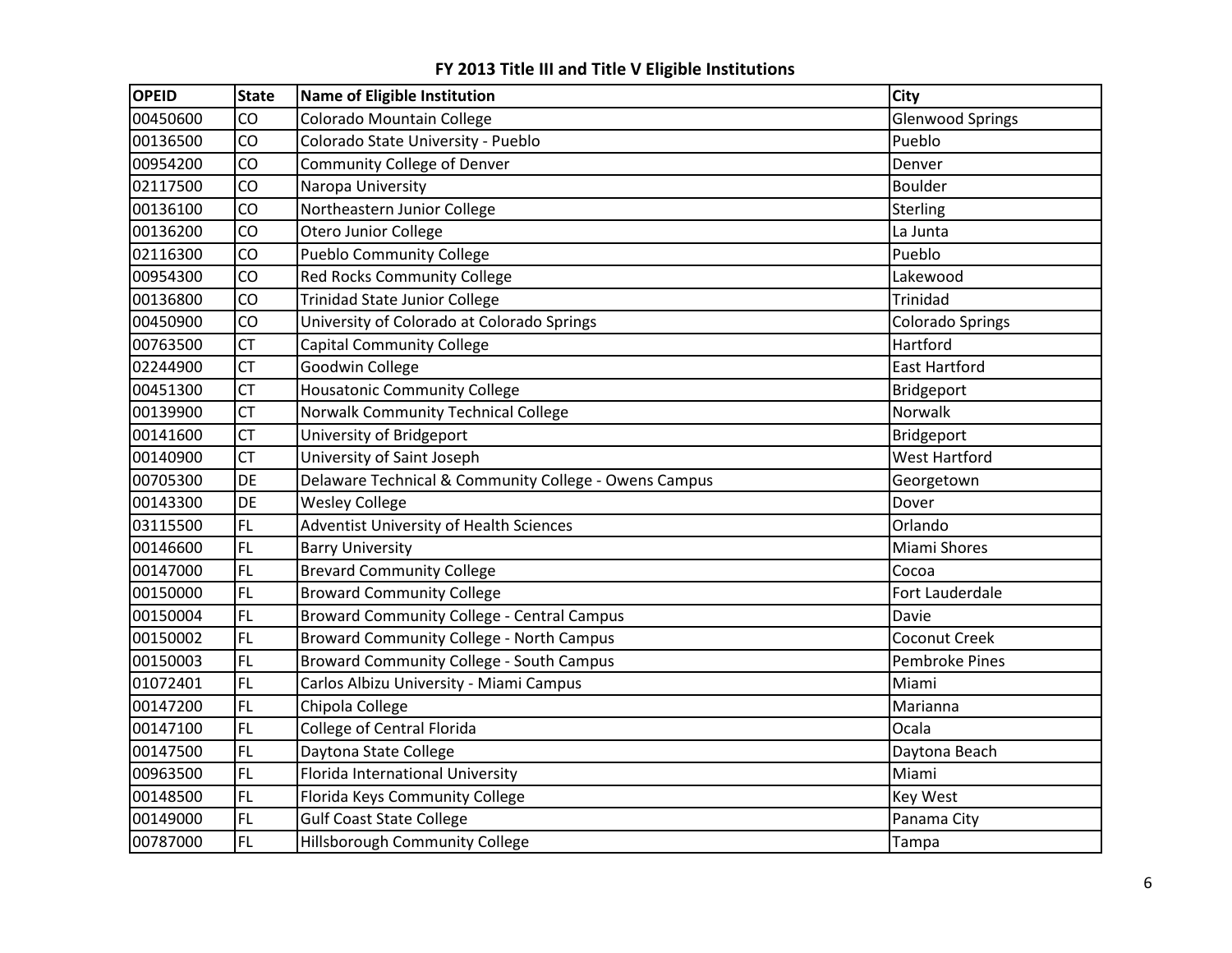# FY 2013 Title III and Title V Eligible Institutions

| OPEID | State | Name of Eligible Institution | City |
|---|---|---|---|
| 00450600 | CO | Colorado Mountain College | Glenwood Springs |
| 00136500 | CO | Colorado State University - Pueblo | Pueblo |
| 00954200 | CO | Community College of Denver | Denver |
| 02117500 | CO | Naropa University | Boulder |
| 00136100 | CO | Northeastern Junior College | Sterling |
| 00136200 | CO | Otero Junior College | La Junta |
| 02116300 | CO | Pueblo Community College | Pueblo |
| 00954300 | CO | Red Rocks Community College | Lakewood |
| 00136800 | CO | Trinidad State Junior College | Trinidad |
| 00450900 | CO | University of Colorado at Colorado Springs | Colorado Springs |
| 00763500 | CT | Capital Community College | Hartford |
| 02244900 | CT | Goodwin College | East Hartford |
| 00451300 | CT | Housatonic Community College | Bridgeport |
| 00139900 | CT | Norwalk Community Technical College | Norwalk |
| 00141600 | CT | University of Bridgeport | Bridgeport |
| 00140900 | CT | University of Saint Joseph | West Hartford |
| 00705300 | DE | Delaware Technical & Community College - Owens Campus | Georgetown |
| 00143300 | DE | Wesley College | Dover |
| 03115500 | FL | Adventist University of Health Sciences | Orlando |
| 00146600 | FL | Barry University | Miami Shores |
| 00147000 | FL | Brevard Community College | Cocoa |
| 00150000 | FL | Broward Community College | Fort Lauderdale |
| 00150004 | FL | Broward Community College - Central Campus | Davie |
| 00150002 | FL | Broward Community College - North Campus | Coconut Creek |
| 00150003 | FL | Broward Community College - South Campus | Pembroke Pines |
| 01072401 | FL | Carlos Albizu University - Miami Campus | Miami |
| 00147200 | FL | Chipola College | Marianna |
| 00147100 | FL | College of Central Florida | Ocala |
| 00147500 | FL | Daytona State College | Daytona Beach |
| 00963500 | FL | Florida International University | Miami |
| 00148500 | FL | Florida Keys Community College | Key West |
| 00149000 | FL | Gulf Coast State College | Panama City |
| 00787000 | FL | Hillsborough Community College | Tampa |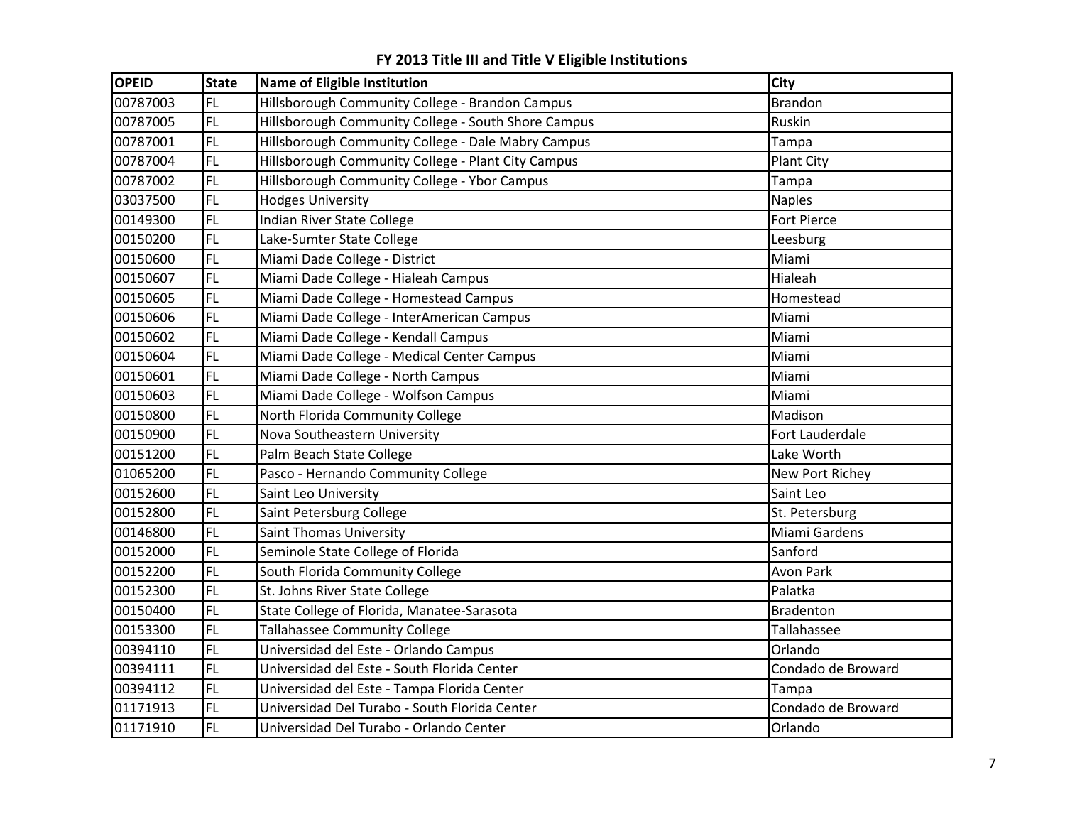# FY 2013 Title III and Title V Eligible Institutions

| OPEID | State | Name of Eligible Institution | City |
|---|---|---|---|
| 00787003 | FL | Hillsborough Community College - Brandon Campus | Brandon |
| 00787005 | FL | Hillsborough Community College - South Shore Campus | Ruskin |
| 00787001 | FL | Hillsborough Community College - Dale Mabry Campus | Tampa |
| 00787004 | FL | Hillsborough Community College - Plant City Campus | Plant City |
| 00787002 | FL | Hillsborough Community College - Ybor Campus | Tampa |
| 03037500 | FL | Hodges University | Naples |
| 00149300 | FL | Indian River State College | Fort Pierce |
| 00150200 | FL | Lake-Sumter State College | Leesburg |
| 00150600 | FL | Miami Dade College - District | Miami |
| 00150607 | FL | Miami Dade College - Hialeah Campus | Hialeah |
| 00150605 | FL | Miami Dade College - Homestead Campus | Homestead |
| 00150606 | FL | Miami Dade College - InterAmerican Campus | Miami |
| 00150602 | FL | Miami Dade College - Kendall Campus | Miami |
| 00150604 | FL | Miami Dade College - Medical Center Campus | Miami |
| 00150601 | FL | Miami Dade College - North Campus | Miami |
| 00150603 | FL | Miami Dade College - Wolfson Campus | Miami |
| 00150800 | FL | North Florida Community College | Madison |
| 00150900 | FL | Nova Southeastern University | Fort Lauderdale |
| 00151200 | FL | Palm Beach State College | Lake Worth |
| 01065200 | FL | Pasco - Hernando Community College | New Port Richey |
| 00152600 | FL | Saint Leo University | Saint Leo |
| 00152800 | FL | Saint Petersburg College | St. Petersburg |
| 00146800 | FL | Saint Thomas University | Miami Gardens |
| 00152000 | FL | Seminole State College of Florida | Sanford |
| 00152200 | FL | South Florida Community College | Avon Park |
| 00152300 | FL | St. Johns River State College | Palatka |
| 00150400 | FL | State College of Florida, Manatee-Sarasota | Bradenton |
| 00153300 | FL | Tallahassee Community College | Tallahassee |
| 00394110 | FL | Universidad del Este - Orlando Campus | Orlando |
| 00394111 | FL | Universidad del Este - South Florida Center | Condado de Broward |
| 00394112 | FL | Universidad del Este - Tampa Florida Center | Tampa |
| 01171913 | FL | Universidad Del Turabo - South Florida Center | Condado de Broward |
| 01171910 | FL | Universidad Del Turabo - Orlando Center | Orlando |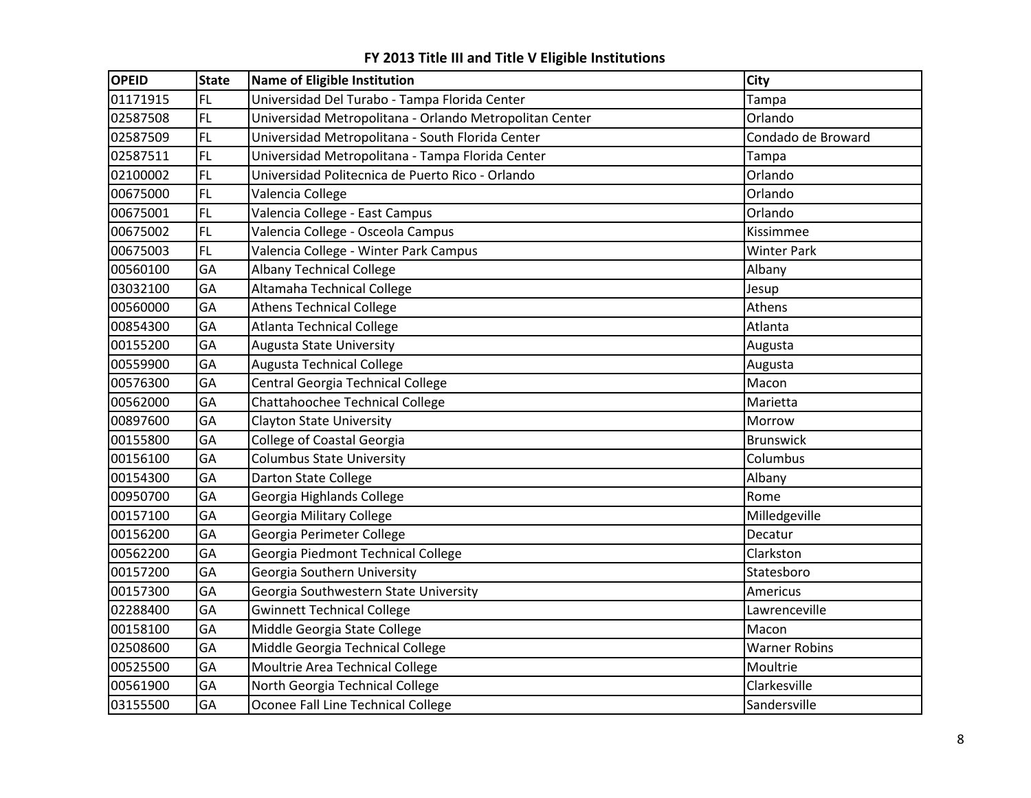**FY 2013 Title III and Title V Eligible Institutions**

| OPEID | State | Name of Eligible Institution | City |
|---|---|---|---|
| 01171915 | FL | Universidad Del Turabo - Tampa Florida Center | Tampa |
| 02587508 | FL | Universidad Metropolitana - Orlando Metropolitan Center | Orlando |
| 02587509 | FL | Universidad Metropolitana - South Florida Center | Condado de Broward |
| 02587511 | FL | Universidad Metropolitana - Tampa Florida Center | Tampa |
| 02100002 | FL | Universidad Politecnica de Puerto Rico - Orlando | Orlando |
| 00675000 | FL | Valencia College | Orlando |
| 00675001 | FL | Valencia College - East Campus | Orlando |
| 00675002 | FL | Valencia College - Osceola Campus | Kissimmee |
| 00675003 | FL | Valencia College - Winter Park Campus | Winter Park |
| 00560100 | GA | Albany Technical College | Albany |
| 03032100 | GA | Altamaha Technical College | Jesup |
| 00560000 | GA | Athens Technical College | Athens |
| 00854300 | GA | Atlanta Technical College | Atlanta |
| 00155200 | GA | Augusta State University | Augusta |
| 00559900 | GA | Augusta Technical College | Augusta |
| 00576300 | GA | Central Georgia Technical College | Macon |
| 00562000 | GA | Chattahoochee Technical College | Marietta |
| 00897600 | GA | Clayton State University | Morrow |
| 00155800 | GA | College of Coastal Georgia | Brunswick |
| 00156100 | GA | Columbus State University | Columbus |
| 00154300 | GA | Darton State College | Albany |
| 00950700 | GA | Georgia Highlands College | Rome |
| 00157100 | GA | Georgia Military College | Milledgeville |
| 00156200 | GA | Georgia Perimeter College | Decatur |
| 00562200 | GA | Georgia Piedmont Technical College | Clarkston |
| 00157200 | GA | Georgia Southern University | Statesboro |
| 00157300 | GA | Georgia Southwestern State University | Americus |
| 02288400 | GA | Gwinnett Technical College | Lawrenceville |
| 00158100 | GA | Middle Georgia State College | Macon |
| 02508600 | GA | Middle Georgia Technical College | Warner Robins |
| 00525500 | GA | Moultrie Area Technical College | Moultrie |
| 00561900 | GA | North Georgia Technical College | Clarkesville |
| 03155500 | GA | Oconee Fall Line Technical College | Sandersville |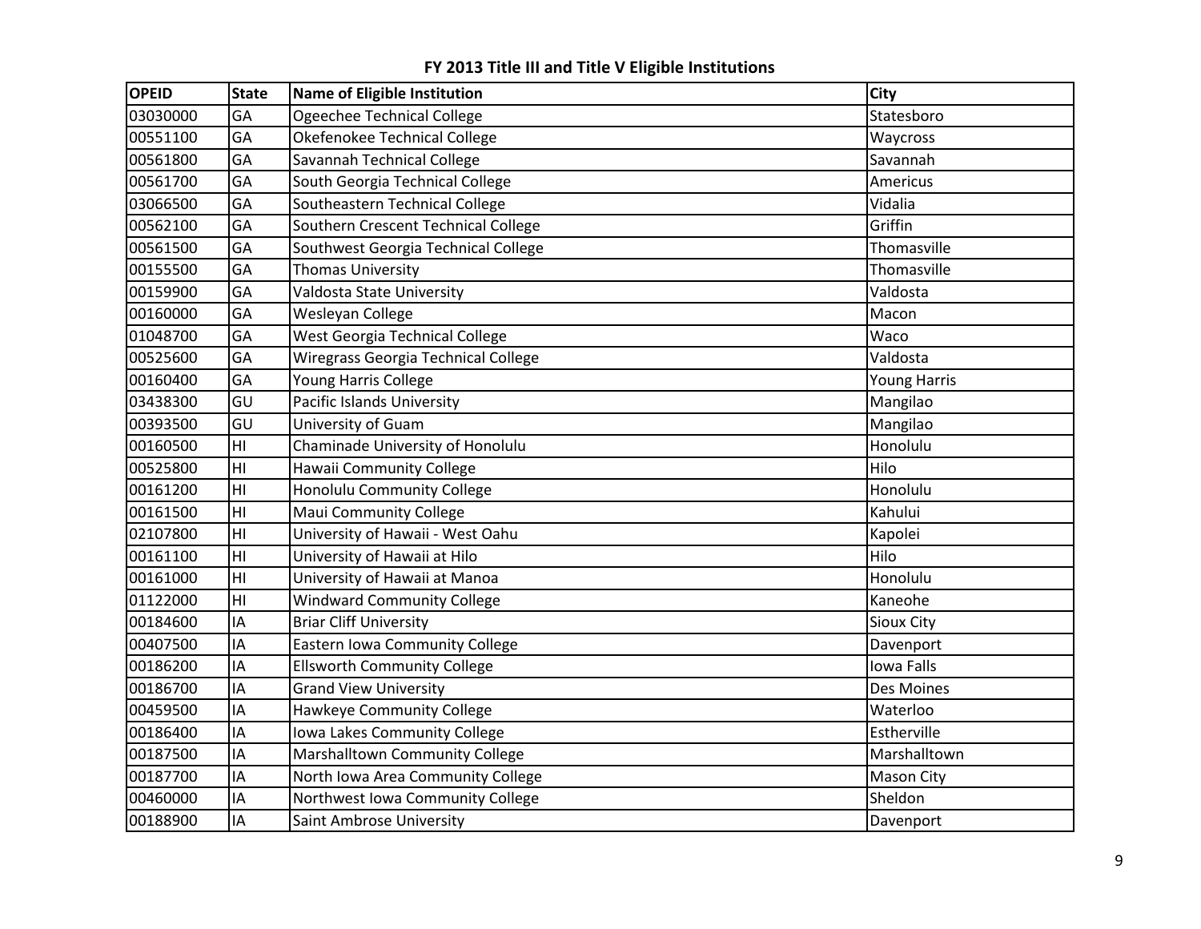**FY 2013 Title III and Title V Eligible Institutions**

| OPEID | State | Name of Eligible Institution | City |
|---|---|---|---|
| 03030000 | GA | Ogeechee Technical College | Statesboro |
| 00551100 | GA | Okefenokee Technical College | Waycross |
| 00561800 | GA | Savannah Technical College | Savannah |
| 00561700 | GA | South Georgia Technical College | Americus |
| 03066500 | GA | Southeastern Technical College | Vidalia |
| 00562100 | GA | Southern Crescent Technical College | Griffin |
| 00561500 | GA | Southwest Georgia Technical College | Thomasville |
| 00155500 | GA | Thomas University | Thomasville |
| 00159900 | GA | Valdosta State University | Valdosta |
| 00160000 | GA | Wesleyan College | Macon |
| 01048700 | GA | West Georgia Technical College | Waco |
| 00525600 | GA | Wiregrass Georgia Technical College | Valdosta |
| 00160400 | GA | Young Harris College | Young Harris |
| 03438300 | GU | Pacific Islands University | Mangilao |
| 00393500 | GU | University of Guam | Mangilao |
| 00160500 | HI | Chaminade University of Honolulu | Honolulu |
| 00525800 | HI | Hawaii Community College | Hilo |
| 00161200 | HI | Honolulu Community College | Honolulu |
| 00161500 | HI | Maui Community College | Kahului |
| 02107800 | HI | University of Hawaii - West Oahu | Kapolei |
| 00161100 | HI | University of Hawaii at Hilo | Hilo |
| 00161000 | HI | University of Hawaii at Manoa | Honolulu |
| 01122000 | HI | Windward Community College | Kaneohe |
| 00184600 | IA | Briar Cliff University | Sioux City |
| 00407500 | IA | Eastern Iowa Community College | Davenport |
| 00186200 | IA | Ellsworth Community College | Iowa Falls |
| 00186700 | IA | Grand View University | Des Moines |
| 00459500 | IA | Hawkeye Community College | Waterloo |
| 00186400 | IA | Iowa Lakes Community College | Estherville |
| 00187500 | IA | Marshalltown Community College | Marshalltown |
| 00187700 | IA | North Iowa Area Community College | Mason City |
| 00460000 | IA | Northwest Iowa Community College | Sheldon |
| 00188900 | IA | Saint Ambrose University | Davenport |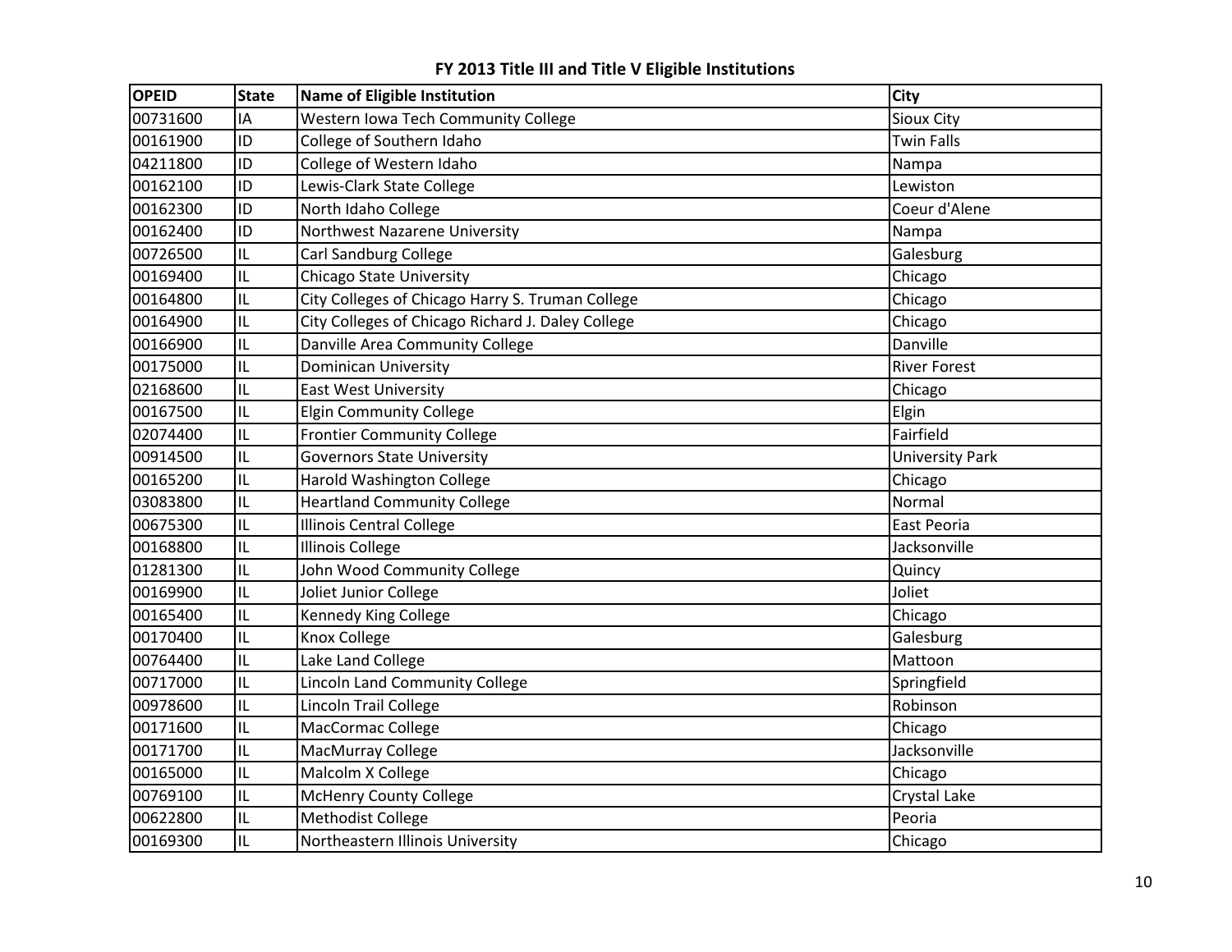**FY 2013 Title III and Title V Eligible Institutions**

| OPEID | State | Name of Eligible Institution | City |
|---|---|---|---|
| 00731600 | IA | Western Iowa Tech Community College | Sioux City |
| 00161900 | ID | College of Southern Idaho | Twin Falls |
| 04211800 | ID | College of Western Idaho | Nampa |
| 00162100 | ID | Lewis-Clark State College | Lewiston |
| 00162300 | ID | North Idaho College | Coeur d'Alene |
| 00162400 | ID | Northwest Nazarene University | Nampa |
| 00726500 | IL | Carl Sandburg College | Galesburg |
| 00169400 | IL | Chicago State University | Chicago |
| 00164800 | IL | City Colleges of Chicago Harry S. Truman College | Chicago |
| 00164900 | IL | City Colleges of Chicago Richard J. Daley College | Chicago |
| 00166900 | IL | Danville Area Community College | Danville |
| 00175000 | IL | Dominican University | River Forest |
| 02168600 | IL | East West University | Chicago |
| 00167500 | IL | Elgin Community College | Elgin |
| 02074400 | IL | Frontier Community College | Fairfield |
| 00914500 | IL | Governors State University | University Park |
| 00165200 | IL | Harold Washington College | Chicago |
| 03083800 | IL | Heartland Community College | Normal |
| 00675300 | IL | Illinois Central College | East Peoria |
| 00168800 | IL | Illinois College | Jacksonville |
| 01281300 | IL | John Wood Community College | Quincy |
| 00169900 | IL | Joliet Junior College | Joliet |
| 00165400 | IL | Kennedy King College | Chicago |
| 00170400 | IL | Knox College | Galesburg |
| 00764400 | IL | Lake Land College | Mattoon |
| 00717000 | IL | Lincoln Land Community College | Springfield |
| 00978600 | IL | Lincoln Trail College | Robinson |
| 00171600 | IL | MacCormac College | Chicago |
| 00171700 | IL | MacMurray College | Jacksonville |
| 00165000 | IL | Malcolm X College | Chicago |
| 00769100 | IL | McHenry County College | Crystal Lake |
| 00622800 | IL | Methodist College | Peoria |
| 00169300 | IL | Northeastern Illinois University | Chicago |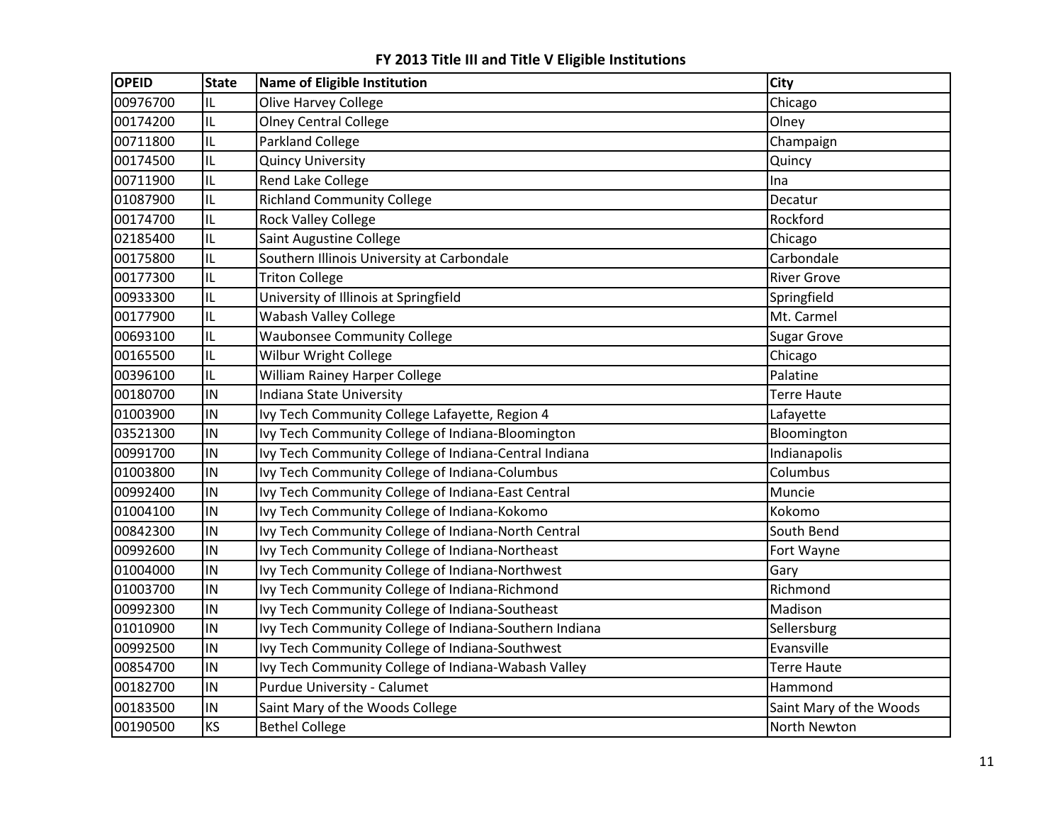# FY 2013 Title III and Title V Eligible Institutions

| OPEID | State | Name of Eligible Institution | City |
| --- | --- | --- | --- |
| 00976700 | IL | Olive Harvey College | Chicago |
| 00174200 | IL | Olney Central College | Olney |
| 00711800 | IL | Parkland College | Champaign |
| 00174500 | IL | Quincy University | Quincy |
| 00711900 | IL | Rend Lake College | Ina |
| 01087900 | IL | Richland Community College | Decatur |
| 00174700 | IL | Rock Valley College | Rockford |
| 02185400 | IL | Saint Augustine College | Chicago |
| 00175800 | IL | Southern Illinois University at Carbondale | Carbondale |
| 00177300 | IL | Triton College | River Grove |
| 00933300 | IL | University of Illinois at Springfield | Springfield |
| 00177900 | IL | Wabash Valley College | Mt. Carmel |
| 00693100 | IL | Waubonsee Community College | Sugar Grove |
| 00165500 | IL | Wilbur Wright College | Chicago |
| 00396100 | IL | William Rainey Harper College | Palatine |
| 00180700 | IN | Indiana State University | Terre Haute |
| 01003900 | IN | Ivy Tech Community College Lafayette, Region 4 | Lafayette |
| 03521300 | IN | Ivy Tech Community College of Indiana-Bloomington | Bloomington |
| 00991700 | IN | Ivy Tech Community College of Indiana-Central Indiana | Indianapolis |
| 01003800 | IN | Ivy Tech Community College of Indiana-Columbus | Columbus |
| 00992400 | IN | Ivy Tech Community College of Indiana-East Central | Muncie |
| 01004100 | IN | Ivy Tech Community College of Indiana-Kokomo | Kokomo |
| 00842300 | IN | Ivy Tech Community College of Indiana-North Central | South Bend |
| 00992600 | IN | Ivy Tech Community College of Indiana-Northeast | Fort Wayne |
| 01004000 | IN | Ivy Tech Community College of Indiana-Northwest | Gary |
| 01003700 | IN | Ivy Tech Community College of Indiana-Richmond | Richmond |
| 00992300 | IN | Ivy Tech Community College of Indiana-Southeast | Madison |
| 01010900 | IN | Ivy Tech Community College of Indiana-Southern Indiana | Sellersburg |
| 00992500 | IN | Ivy Tech Community College of Indiana-Southwest | Evansville |
| 00854700 | IN | Ivy Tech Community College of Indiana-Wabash Valley | Terre Haute |
| 00182700 | IN | Purdue University - Calumet | Hammond |
| 00183500 | IN | Saint Mary of the Woods College | Saint Mary of the Woods |
| 00190500 | KS | Bethel College | North Newton |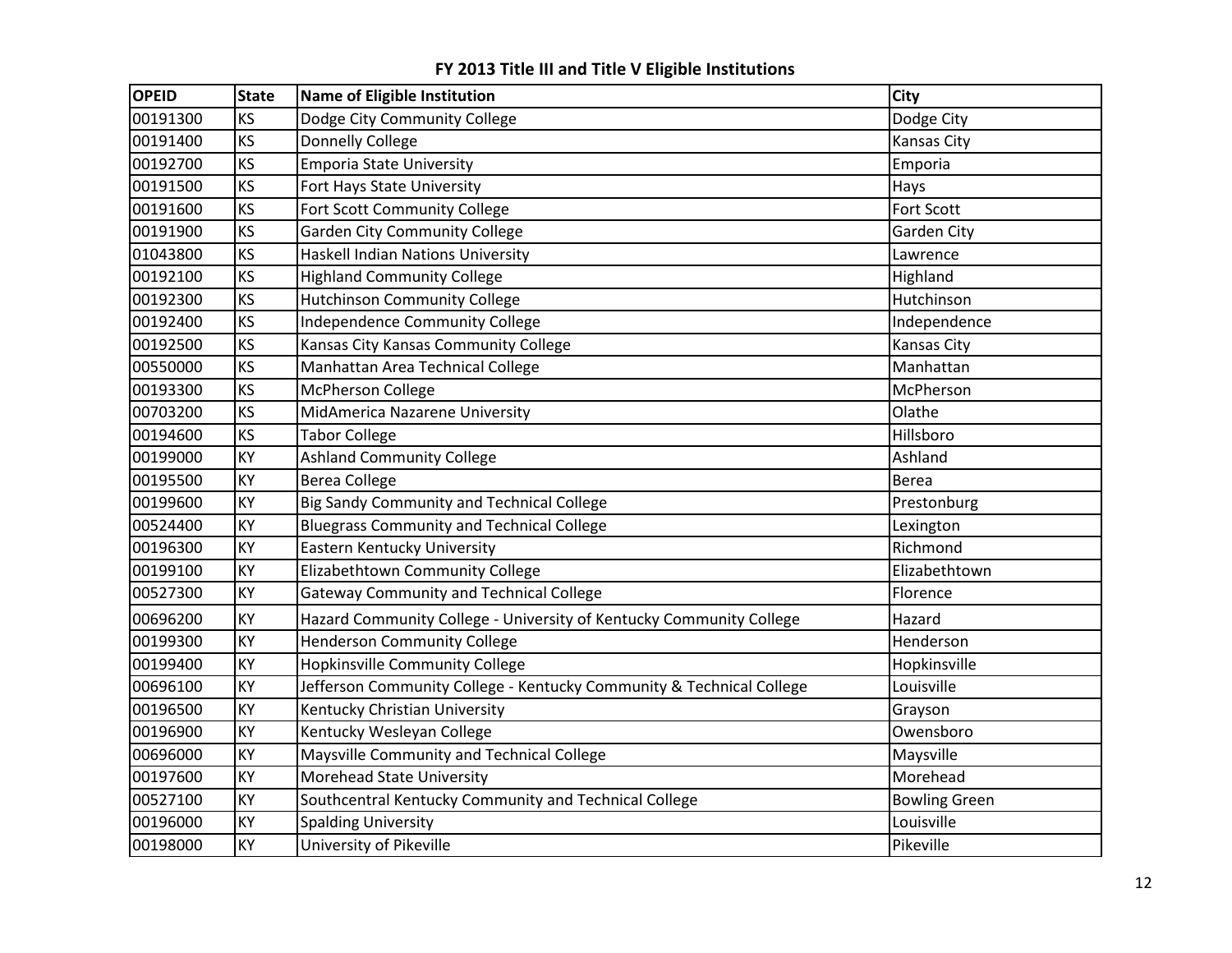# FY 2013 Title III and Title V Eligible Institutions

| OPEID | State | Name of Eligible Institution | City |
|---|---|---|---|
| 00191300 | KS | Dodge City Community College | Dodge City |
| 00191400 | KS | Donnelly College | Kansas City |
| 00192700 | KS | Emporia State University | Emporia |
| 00191500 | KS | Fort Hays State University | Hays |
| 00191600 | KS | Fort Scott Community College | Fort Scott |
| 00191900 | KS | Garden City Community College | Garden City |
| 01043800 | KS | Haskell Indian Nations University | Lawrence |
| 00192100 | KS | Highland Community College | Highland |
| 00192300 | KS | Hutchinson Community College | Hutchinson |
| 00192400 | KS | Independence Community College | Independence |
| 00192500 | KS | Kansas City Kansas Community College | Kansas City |
| 00550000 | KS | Manhattan Area Technical College | Manhattan |
| 00193300 | KS | McPherson College | McPherson |
| 00703200 | KS | MidAmerica Nazarene University | Olathe |
| 00194600 | KS | Tabor College | Hillsboro |
| 00199000 | KY | Ashland Community College | Ashland |
| 00195500 | KY | Berea College | Berea |
| 00199600 | KY | Big Sandy Community and Technical College | Prestonburg |
| 00524400 | KY | Bluegrass Community and Technical College | Lexington |
| 00196300 | KY | Eastern Kentucky University | Richmond |
| 00199100 | KY | Elizabethtown Community College | Elizabethtown |
| 00527300 | KY | Gateway Community and Technical College | Florence |
| 00696200 | KY | Hazard Community College - University of Kentucky Community College | Hazard |
| 00199300 | KY | Henderson Community College | Henderson |
| 00199400 | KY | Hopkinsville Community College | Hopkinsville |
| 00696100 | KY | Jefferson Community College - Kentucky Community & Technical College | Louisville |
| 00196500 | KY | Kentucky Christian University | Grayson |
| 00196900 | KY | Kentucky Wesleyan College | Owensboro |
| 00696000 | KY | Maysville Community and Technical College | Maysville |
| 00197600 | KY | Morehead State University | Morehead |
| 00527100 | KY | Southcentral Kentucky Community and Technical College | Bowling Green |
| 00196000 | KY | Spalding University | Louisville |
| 00198000 | KY | University of Pikeville | Pikeville |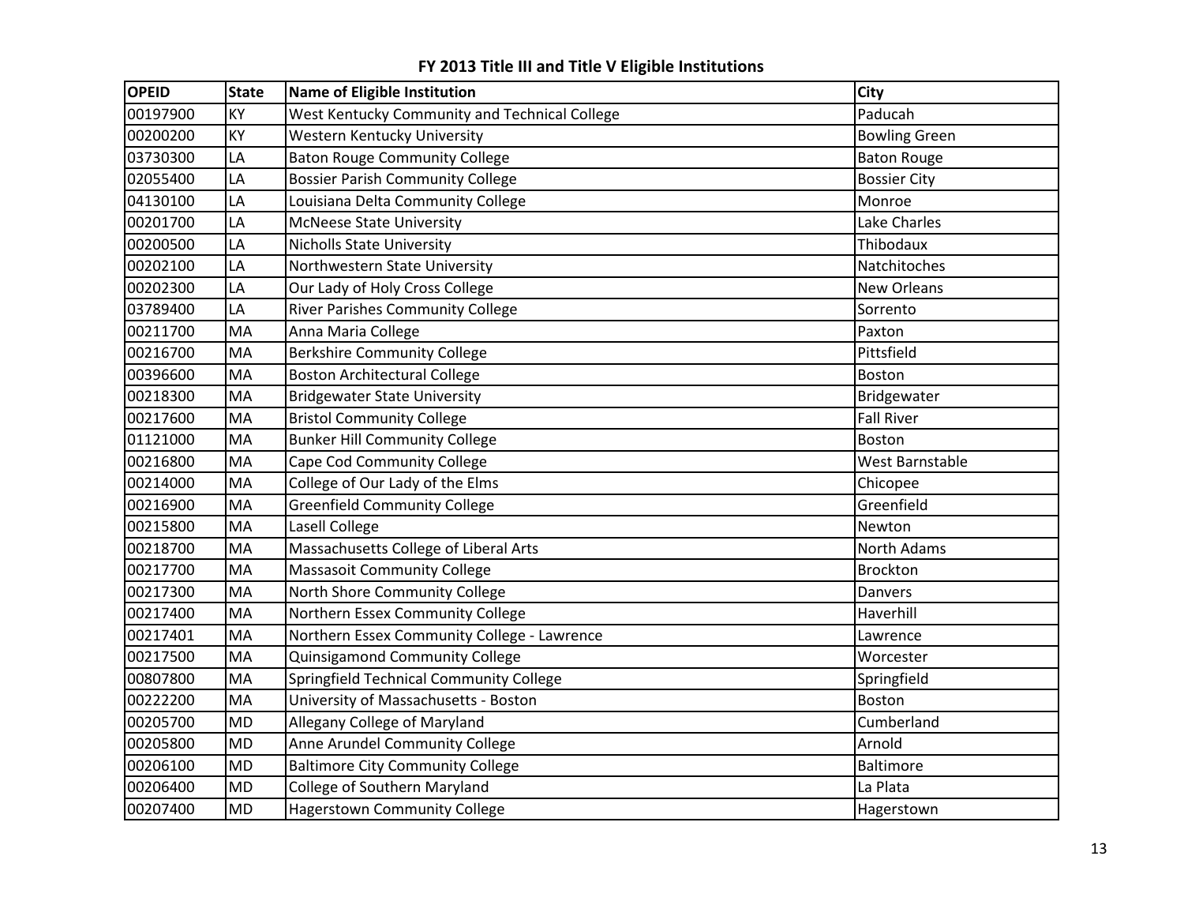**FY 2013 Title III and Title V Eligible Institutions**

| OPEID | State | Name of Eligible Institution | City |
|---|---|---|---|
| 00197900 | KY | West Kentucky Community and Technical College | Paducah |
| 00200200 | KY | Western Kentucky University | Bowling Green |
| 03730300 | LA | Baton Rouge Community College | Baton Rouge |
| 02055400 | LA | Bossier Parish Community College | Bossier City |
| 04130100 | LA | Louisiana Delta Community College | Monroe |
| 00201700 | LA | McNeese State University | Lake Charles |
| 00200500 | LA | Nicholls State University | Thibodaux |
| 00202100 | LA | Northwestern State University | Natchitoches |
| 00202300 | LA | Our Lady of Holy Cross College | New Orleans |
| 03789400 | LA | River Parishes Community College | Sorrento |
| 00211700 | MA | Anna Maria College | Paxton |
| 00216700 | MA | Berkshire Community College | Pittsfield |
| 00396600 | MA | Boston Architectural College | Boston |
| 00218300 | MA | Bridgewater State University | Bridgewater |
| 00217600 | MA | Bristol Community College | Fall River |
| 01121000 | MA | Bunker Hill Community College | Boston |
| 00216800 | MA | Cape Cod Community College | West Barnstable |
| 00214000 | MA | College of Our Lady of the Elms | Chicopee |
| 00216900 | MA | Greenfield Community College | Greenfield |
| 00215800 | MA | Lasell College | Newton |
| 00218700 | MA | Massachusetts College of Liberal Arts | North Adams |
| 00217700 | MA | Massasoit Community College | Brockton |
| 00217300 | MA | North Shore Community College | Danvers |
| 00217400 | MA | Northern Essex Community College | Haverhill |
| 00217401 | MA | Northern Essex Community College - Lawrence | Lawrence |
| 00217500 | MA | Quinsigamond Community College | Worcester |
| 00807800 | MA | Springfield Technical Community College | Springfield |
| 00222200 | MA | University of Massachusetts - Boston | Boston |
| 00205700 | MD | Allegany College of Maryland | Cumberland |
| 00205800 | MD | Anne Arundel Community College | Arnold |
| 00206100 | MD | Baltimore City Community College | Baltimore |
| 00206400 | MD | College of Southern Maryland | La Plata |
| 00207400 | MD | Hagerstown Community College | Hagerstown |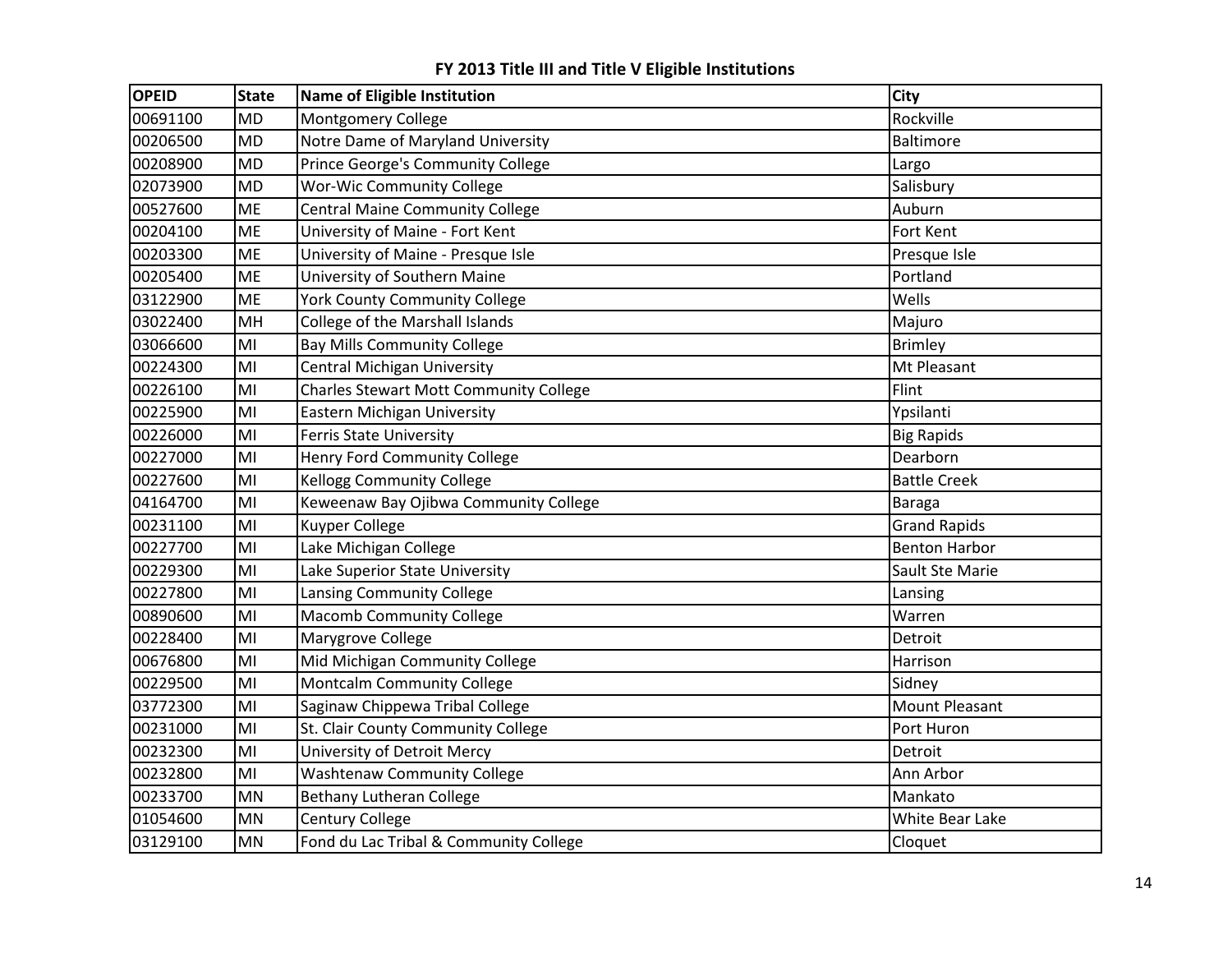**FY 2013 Title III and Title V Eligible Institutions**

| OPEID | State | Name of Eligible Institution | City |
|---|---|---|---|
| 00691100 | MD | Montgomery College | Rockville |
| 00206500 | MD | Notre Dame of Maryland University | Baltimore |
| 00208900 | MD | Prince George's Community College | Largo |
| 02073900 | MD | Wor-Wic Community College | Salisbury |
| 00527600 | ME | Central Maine Community College | Auburn |
| 00204100 | ME | University of Maine - Fort Kent | Fort Kent |
| 00203300 | ME | University of Maine - Presque Isle | Presque Isle |
| 00205400 | ME | University of Southern Maine | Portland |
| 03122900 | ME | York County Community College | Wells |
| 03022400 | MH | College of the Marshall Islands | Majuro |
| 03066600 | MI | Bay Mills Community College | Brimley |
| 00224300 | MI | Central Michigan University | Mt Pleasant |
| 00226100 | MI | Charles Stewart Mott Community College | Flint |
| 00225900 | MI | Eastern Michigan University | Ypsilanti |
| 00226000 | MI | Ferris State University | Big Rapids |
| 00227000 | MI | Henry Ford Community College | Dearborn |
| 00227600 | MI | Kellogg Community College | Battle Creek |
| 04164700 | MI | Keweenaw Bay Ojibwa Community College | Baraga |
| 00231100 | MI | Kuyper College | Grand Rapids |
| 00227700 | MI | Lake Michigan College | Benton Harbor |
| 00229300 | MI | Lake Superior State University | Sault Ste Marie |
| 00227800 | MI | Lansing Community College | Lansing |
| 00890600 | MI | Macomb Community College | Warren |
| 00228400 | MI | Marygrove College | Detroit |
| 00676800 | MI | Mid Michigan Community College | Harrison |
| 00229500 | MI | Montcalm Community College | Sidney |
| 03772300 | MI | Saginaw Chippewa Tribal College | Mount Pleasant |
| 00231000 | MI | St. Clair County Community College | Port Huron |
| 00232300 | MI | University of Detroit Mercy | Detroit |
| 00232800 | MI | Washtenaw Community College | Ann Arbor |
| 00233700 | MN | Bethany Lutheran College | Mankato |
| 01054600 | MN | Century College | White Bear Lake |
| 03129100 | MN | Fond du Lac Tribal & Community College | Cloquet |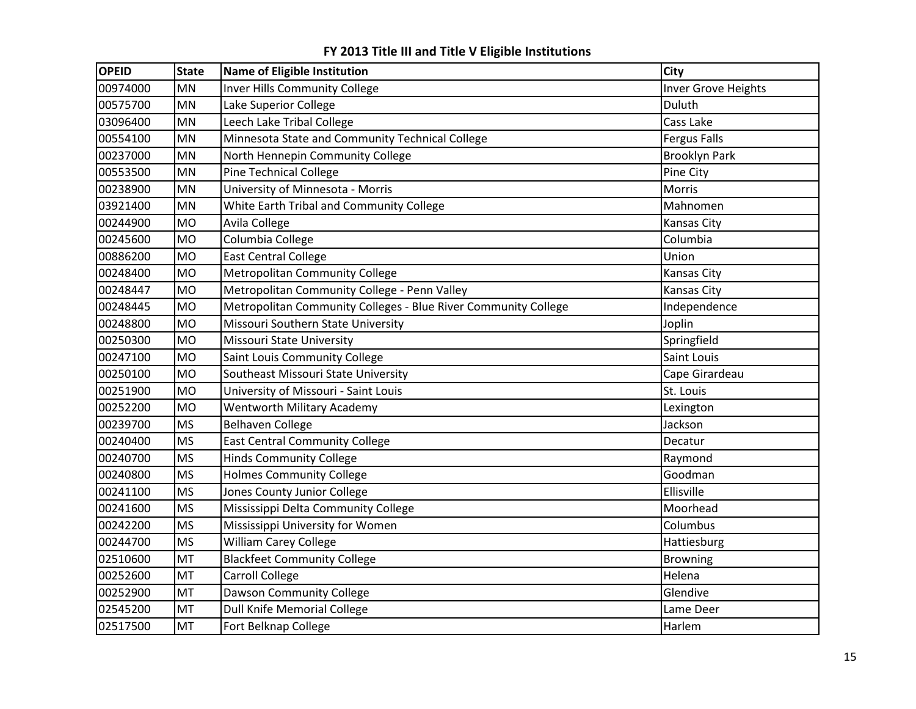# FY 2013 Title III and Title V Eligible Institutions

| OPEID | State | Name of Eligible Institution | City |
|---|---|---|---|
| 00974000 | MN | Inver Hills Community College | Inver Grove Heights |
| 00575700 | MN | Lake Superior College | Duluth |
| 03096400 | MN | Leech Lake Tribal College | Cass Lake |
| 00554100 | MN | Minnesota State and Community Technical College | Fergus Falls |
| 00237000 | MN | North Hennepin Community College | Brooklyn Park |
| 00553500 | MN | Pine Technical College | Pine City |
| 00238900 | MN | University of Minnesota - Morris | Morris |
| 03921400 | MN | White Earth Tribal and Community College | Mahnomen |
| 00244900 | MO | Avila College | Kansas City |
| 00245600 | MO | Columbia College | Columbia |
| 00886200 | MO | East Central College | Union |
| 00248400 | MO | Metropolitan Community College | Kansas City |
| 00248447 | MO | Metropolitan Community College - Penn Valley | Kansas City |
| 00248445 | MO | Metropolitan Community Colleges - Blue River Community College | Independence |
| 00248800 | MO | Missouri Southern State University | Joplin |
| 00250300 | MO | Missouri State University | Springfield |
| 00247100 | MO | Saint Louis Community College | Saint Louis |
| 00250100 | MO | Southeast Missouri State University | Cape Girardeau |
| 00251900 | MO | University of Missouri - Saint Louis | St. Louis |
| 00252200 | MO | Wentworth Military Academy | Lexington |
| 00239700 | MS | Belhaven College | Jackson |
| 00240400 | MS | East Central Community College | Decatur |
| 00240700 | MS | Hinds Community College | Raymond |
| 00240800 | MS | Holmes Community College | Goodman |
| 00241100 | MS | Jones County Junior College | Ellisville |
| 00241600 | MS | Mississippi Delta Community College | Moorhead |
| 00242200 | MS | Mississippi University for Women | Columbus |
| 00244700 | MS | William Carey College | Hattiesburg |
| 02510600 | MT | Blackfeet Community College | Browning |
| 00252600 | MT | Carroll College | Helena |
| 00252900 | MT | Dawson Community College | Glendive |
| 02545200 | MT | Dull Knife Memorial College | Lame Deer |
| 02517500 | MT | Fort Belknap College | Harlem |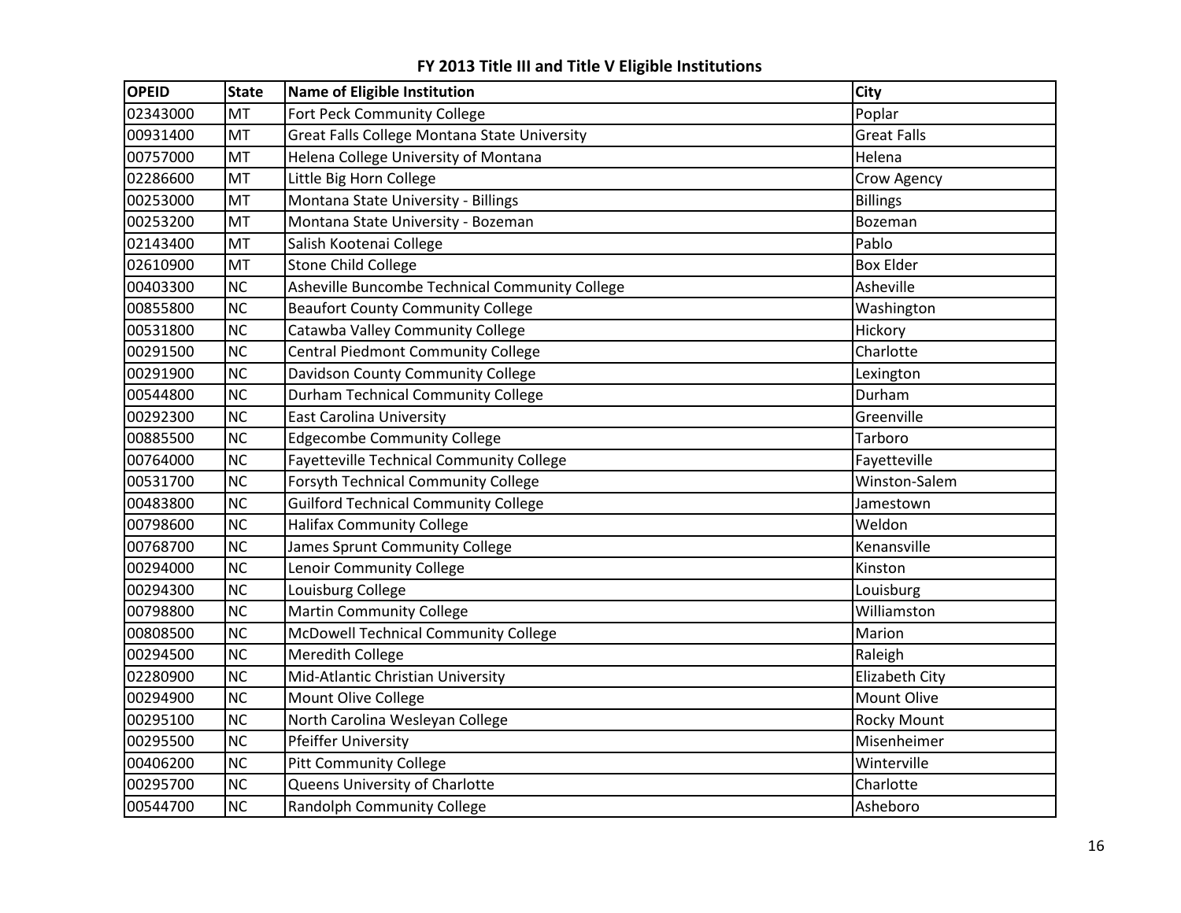# FY 2013 Title III and Title V Eligible Institutions

| OPEID | State | Name of Eligible Institution | City |
|---|---|---|---|
| 02343000 | MT | Fort Peck Community College | Poplar |
| 00931400 | MT | Great Falls College Montana State University | Great Falls |
| 00757000 | MT | Helena College University of Montana | Helena |
| 02286600 | MT | Little Big Horn College | Crow Agency |
| 00253000 | MT | Montana State University - Billings | Billings |
| 00253200 | MT | Montana State University - Bozeman | Bozeman |
| 02143400 | MT | Salish Kootenai College | Pablo |
| 02610900 | MT | Stone Child College | Box Elder |
| 00403300 | NC | Asheville Buncombe Technical Community College | Asheville |
| 00855800 | NC | Beaufort County Community College | Washington |
| 00531800 | NC | Catawba Valley Community College | Hickory |
| 00291500 | NC | Central Piedmont Community College | Charlotte |
| 00291900 | NC | Davidson County Community College | Lexington |
| 00544800 | NC | Durham Technical Community College | Durham |
| 00292300 | NC | East Carolina University | Greenville |
| 00885500 | NC | Edgecombe Community College | Tarboro |
| 00764000 | NC | Fayetteville Technical Community College | Fayetteville |
| 00531700 | NC | Forsyth Technical Community College | Winston-Salem |
| 00483800 | NC | Guilford Technical Community College | Jamestown |
| 00798600 | NC | Halifax Community College | Weldon |
| 00768700 | NC | James Sprunt Community College | Kenansville |
| 00294000 | NC | Lenoir Community College | Kinston |
| 00294300 | NC | Louisburg College | Louisburg |
| 00798800 | NC | Martin Community College | Williamston |
| 00808500 | NC | McDowell Technical Community College | Marion |
| 00294500 | NC | Meredith College | Raleigh |
| 02280900 | NC | Mid-Atlantic Christian University | Elizabeth City |
| 00294900 | NC | Mount Olive College | Mount Olive |
| 00295100 | NC | North Carolina Wesleyan College | Rocky Mount |
| 00295500 | NC | Pfeiffer University | Misenheimer |
| 00406200 | NC | Pitt Community College | Winterville |
| 00295700 | NC | Queens University of Charlotte | Charlotte |
| 00544700 | NC | Randolph Community College | Asheboro |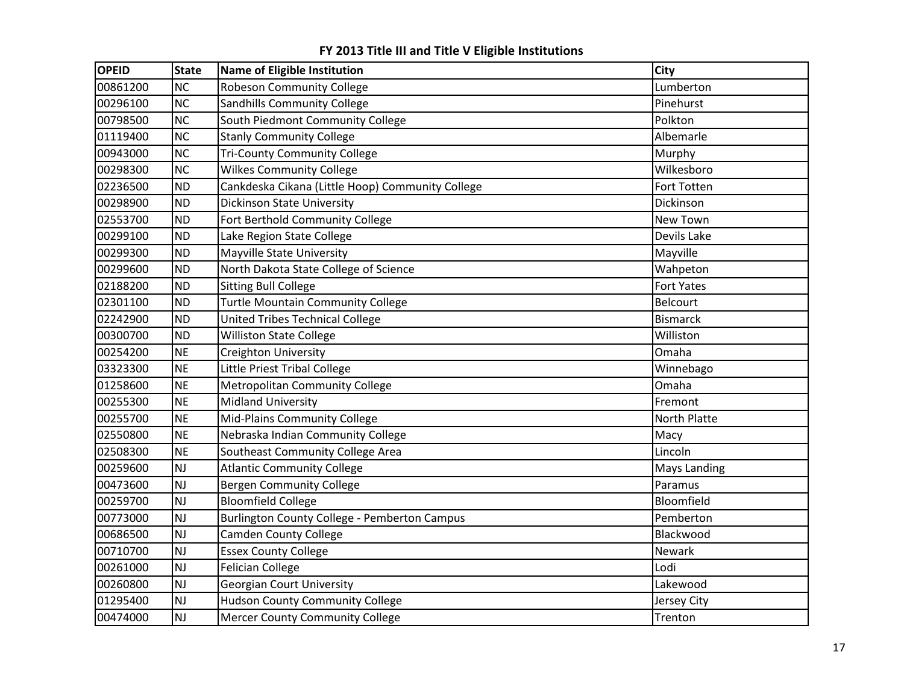**FY 2013 Title III and Title V Eligible Institutions**

| OPEID | State | Name of Eligible Institution | City |
|---|---|---|---|
| 00861200 | NC | Robeson Community College | Lumberton |
| 00296100 | NC | Sandhills Community College | Pinehurst |
| 00798500 | NC | South Piedmont Community College | Polkton |
| 01119400 | NC | Stanly Community College | Albemarle |
| 00943000 | NC | Tri-County Community College | Murphy |
| 00298300 | NC | Wilkes Community College | Wilkesboro |
| 02236500 | ND | Cankdeska Cikana (Little Hoop) Community College | Fort Totten |
| 00298900 | ND | Dickinson State University | Dickinson |
| 02553700 | ND | Fort Berthold Community College | New Town |
| 00299100 | ND | Lake Region State College | Devils Lake |
| 00299300 | ND | Mayville State University | Mayville |
| 00299600 | ND | North Dakota State College of Science | Wahpeton |
| 02188200 | ND | Sitting Bull College | Fort Yates |
| 02301100 | ND | Turtle Mountain Community College | Belcourt |
| 02242900 | ND | United Tribes Technical College | Bismarck |
| 00300700 | ND | Williston State College | Williston |
| 00254200 | NE | Creighton University | Omaha |
| 03323300 | NE | Little Priest Tribal College | Winnebago |
| 01258600 | NE | Metropolitan Community College | Omaha |
| 00255300 | NE | Midland University | Fremont |
| 00255700 | NE | Mid-Plains Community College | North Platte |
| 02550800 | NE | Nebraska Indian Community College | Macy |
| 02508300 | NE | Southeast Community College Area | Lincoln |
| 00259600 | NJ | Atlantic Community College | Mays Landing |
| 00473600 | NJ | Bergen Community College | Paramus |
| 00259700 | NJ | Bloomfield College | Bloomfield |
| 00773000 | NJ | Burlington County College - Pemberton Campus | Pemberton |
| 00686500 | NJ | Camden County College | Blackwood |
| 00710700 | NJ | Essex County College | Newark |
| 00261000 | NJ | Felician College | Lodi |
| 00260800 | NJ | Georgian Court University | Lakewood |
| 01295400 | NJ | Hudson County Community College | Jersey City |
| 00474000 | NJ | Mercer County Community College | Trenton |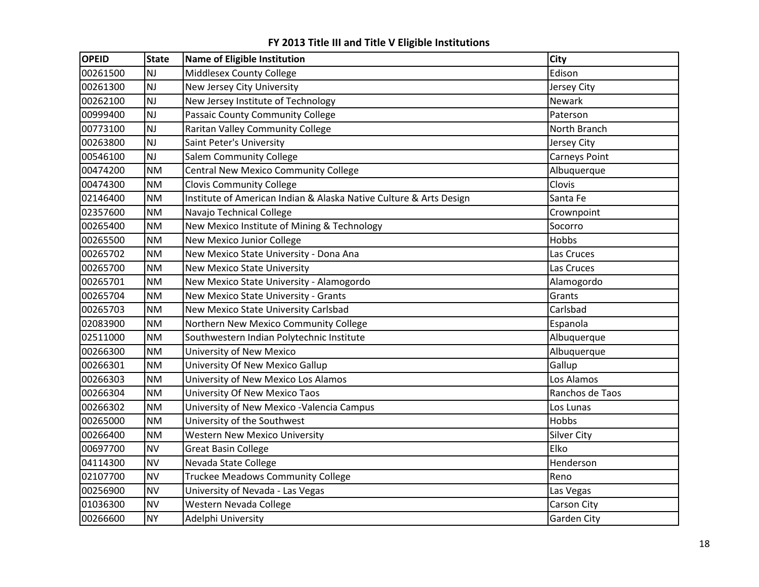# FY 2013 Title III and Title V Eligible Institutions

| OPEID | State | Name of Eligible Institution | City |
|---|---|---|---|
| 00261500 | NJ | Middlesex County College | Edison |
| 00261300 | NJ | New Jersey City University | Jersey City |
| 00262100 | NJ | New Jersey Institute of Technology | Newark |
| 00999400 | NJ | Passaic County Community College | Paterson |
| 00773100 | NJ | Raritan Valley Community College | North Branch |
| 00263800 | NJ | Saint Peter's University | Jersey City |
| 00546100 | NJ | Salem Community College | Carneys Point |
| 00474200 | NM | Central New Mexico Community College | Albuquerque |
| 00474300 | NM | Clovis Community College | Clovis |
| 02146400 | NM | Institute of American Indian & Alaska Native Culture & Arts Design | Santa Fe |
| 02357600 | NM | Navajo Technical College | Crownpoint |
| 00265400 | NM | New Mexico Institute of Mining & Technology | Socorro |
| 00265500 | NM | New Mexico Junior College | Hobbs |
| 00265702 | NM | New Mexico State University - Dona Ana | Las Cruces |
| 00265700 | NM | New Mexico State University | Las Cruces |
| 00265701 | NM | New Mexico State University - Alamogordo | Alamogordo |
| 00265704 | NM | New Mexico State University - Grants | Grants |
| 00265703 | NM | New Mexico State University Carlsbad | Carlsbad |
| 02083900 | NM | Northern New Mexico Community College | Espanola |
| 02511000 | NM | Southwestern Indian Polytechnic Institute | Albuquerque |
| 00266300 | NM | University of New Mexico | Albuquerque |
| 00266301 | NM | University Of New Mexico Gallup | Gallup |
| 00266303 | NM | University of New Mexico Los Alamos | Los Alamos |
| 00266304 | NM | University Of New Mexico Taos | Ranchos de Taos |
| 00266302 | NM | University of New Mexico -Valencia Campus | Los Lunas |
| 00265000 | NM | University of the Southwest | Hobbs |
| 00266400 | NM | Western New Mexico University | Silver City |
| 00697700 | NV | Great Basin College | Elko |
| 04114300 | NV | Nevada State College | Henderson |
| 02107700 | NV | Truckee Meadows Community College | Reno |
| 00256900 | NV | University of Nevada - Las Vegas | Las Vegas |
| 01036300 | NV | Western Nevada College | Carson City |
| 00266600 | NY | Adelphi University | Garden City |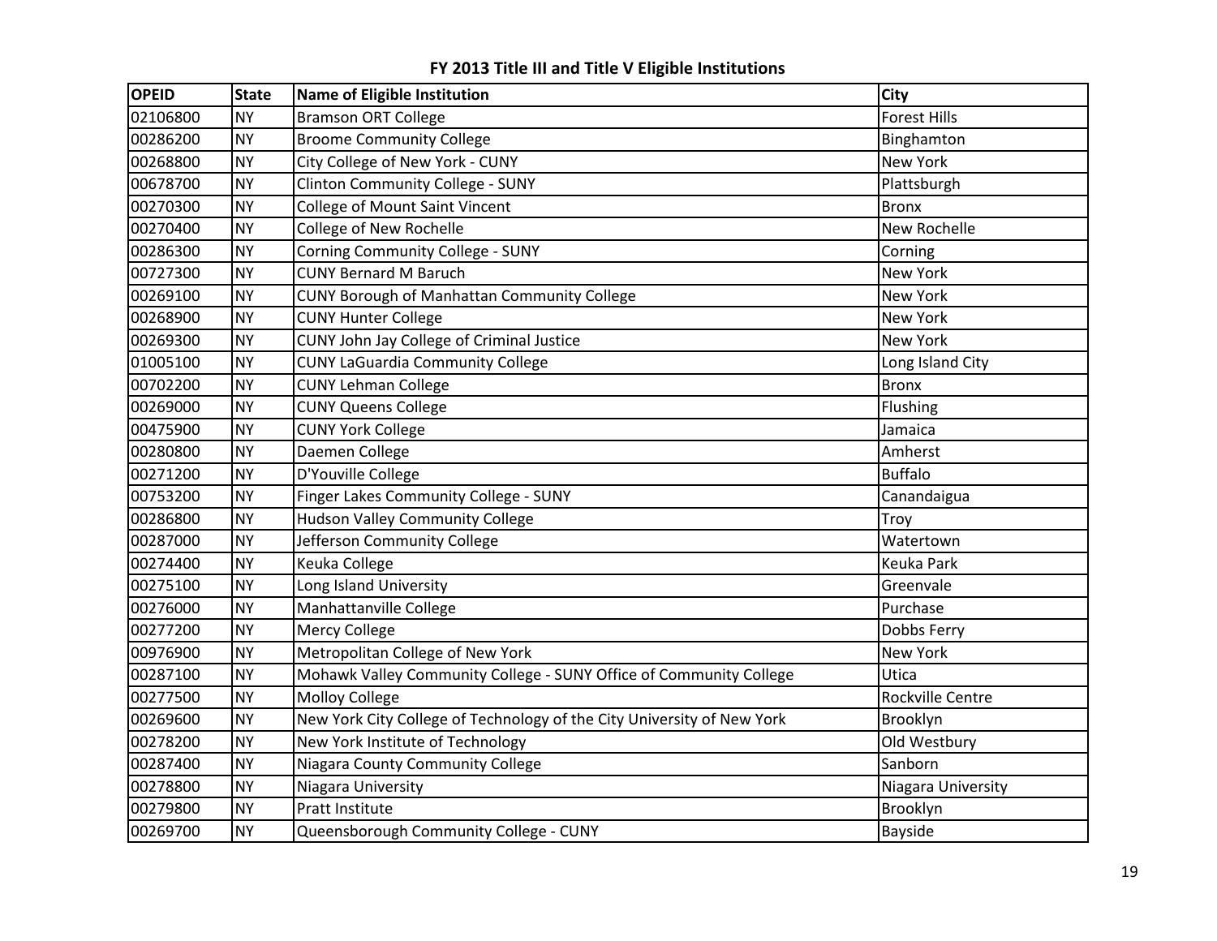**FY 2013 Title III and Title V Eligible Institutions**

| OPEID | State | Name of Eligible Institution | City |
|---|---|---|---|
| 02106800 | NY | Bramson ORT College | Forest Hills |
| 00286200 | NY | Broome Community College | Binghamton |
| 00268800 | NY | City College of New York - CUNY | New York |
| 00678700 | NY | Clinton Community College - SUNY | Plattsburgh |
| 00270300 | NY | College of Mount Saint Vincent | Bronx |
| 00270400 | NY | College of New Rochelle | New Rochelle |
| 00286300 | NY | Corning Community College - SUNY | Corning |
| 00727300 | NY | CUNY Bernard M Baruch | New York |
| 00269100 | NY | CUNY Borough of Manhattan Community College | New York |
| 00268900 | NY | CUNY Hunter College | New York |
| 00269300 | NY | CUNY John Jay College of Criminal Justice | New York |
| 01005100 | NY | CUNY LaGuardia Community College | Long Island City |
| 00702200 | NY | CUNY Lehman College | Bronx |
| 00269000 | NY | CUNY Queens College | Flushing |
| 00475900 | NY | CUNY York College | Jamaica |
| 00280800 | NY | Daemen College | Amherst |
| 00271200 | NY | D'Youville College | Buffalo |
| 00753200 | NY | Finger Lakes Community College - SUNY | Canandaigua |
| 00286800 | NY | Hudson Valley Community College | Troy |
| 00287000 | NY | Jefferson Community College | Watertown |
| 00274400 | NY | Keuka College | Keuka Park |
| 00275100 | NY | Long Island University | Greenvale |
| 00276000 | NY | Manhattanville College | Purchase |
| 00277200 | NY | Mercy College | Dobbs Ferry |
| 00976900 | NY | Metropolitan College of New York | New York |
| 00287100 | NY | Mohawk Valley Community College - SUNY Office of Community College | Utica |
| 00277500 | NY | Molloy College | Rockville Centre |
| 00269600 | NY | New York City College of Technology of the City University of New York | Brooklyn |
| 00278200 | NY | New York Institute of Technology | Old Westbury |
| 00287400 | NY | Niagara County Community College | Sanborn |
| 00278800 | NY | Niagara University | Niagara University |
| 00279800 | NY | Pratt Institute | Brooklyn |
| 00269700 | NY | Queensborough Community College - CUNY | Bayside |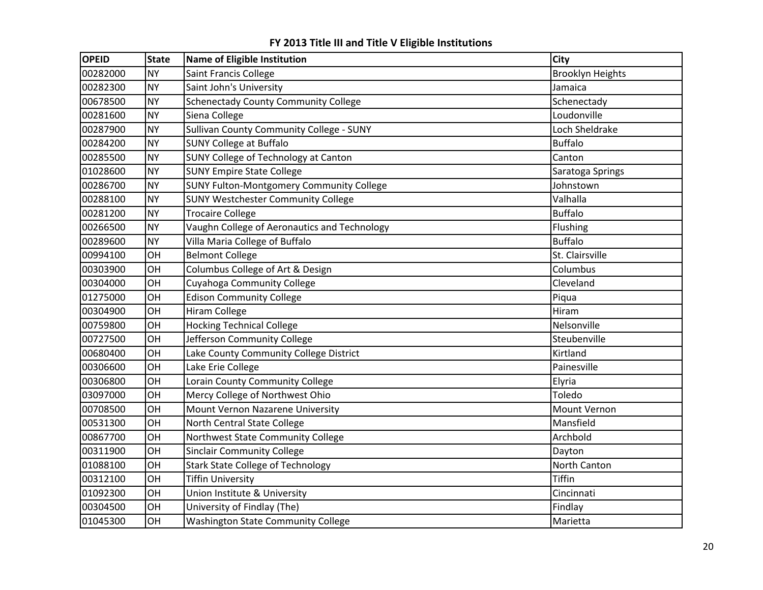# FY 2013 Title III and Title V Eligible Institutions

| OPEID | State | Name of Eligible Institution | City |
|---|---|---|---|
| 00282000 | NY | Saint Francis College | Brooklyn Heights |
| 00282300 | NY | Saint John's University | Jamaica |
| 00678500 | NY | Schenectady County Community College | Schenectady |
| 00281600 | NY | Siena College | Loudonville |
| 00287900 | NY | Sullivan County Community College - SUNY | Loch Sheldrake |
| 00284200 | NY | SUNY College at Buffalo | Buffalo |
| 00285500 | NY | SUNY College of Technology at Canton | Canton |
| 01028600 | NY | SUNY Empire State College | Saratoga Springs |
| 00286700 | NY | SUNY Fulton-Montgomery Community College | Johnstown |
| 00288100 | NY | SUNY Westchester Community College | Valhalla |
| 00281200 | NY | Trocaire College | Buffalo |
| 00266500 | NY | Vaughn College of Aeronautics and Technology | Flushing |
| 00289600 | NY | Villa Maria College of Buffalo | Buffalo |
| 00994100 | OH | Belmont College | St. Clairsville |
| 00303900 | OH | Columbus College of Art & Design | Columbus |
| 00304000 | OH | Cuyahoga Community College | Cleveland |
| 01275000 | OH | Edison Community College | Piqua |
| 00304900 | OH | Hiram College | Hiram |
| 00759800 | OH | Hocking Technical College | Nelsonville |
| 00727500 | OH | Jefferson Community College | Steubenville |
| 00680400 | OH | Lake County Community College District | Kirtland |
| 00306600 | OH | Lake Erie College | Painesville |
| 00306800 | OH | Lorain County Community College | Elyria |
| 03097000 | OH | Mercy College of Northwest Ohio | Toledo |
| 00708500 | OH | Mount Vernon Nazarene University | Mount Vernon |
| 00531300 | OH | North Central State College | Mansfield |
| 00867700 | OH | Northwest State Community College | Archbold |
| 00311900 | OH | Sinclair Community College | Dayton |
| 01088100 | OH | Stark State College of Technology | North Canton |
| 00312100 | OH | Tiffin University | Tiffin |
| 01092300 | OH | Union Institute & University | Cincinnati |
| 00304500 | OH | University of Findlay (The) | Findlay |
| 01045300 | OH | Washington State Community College | Marietta |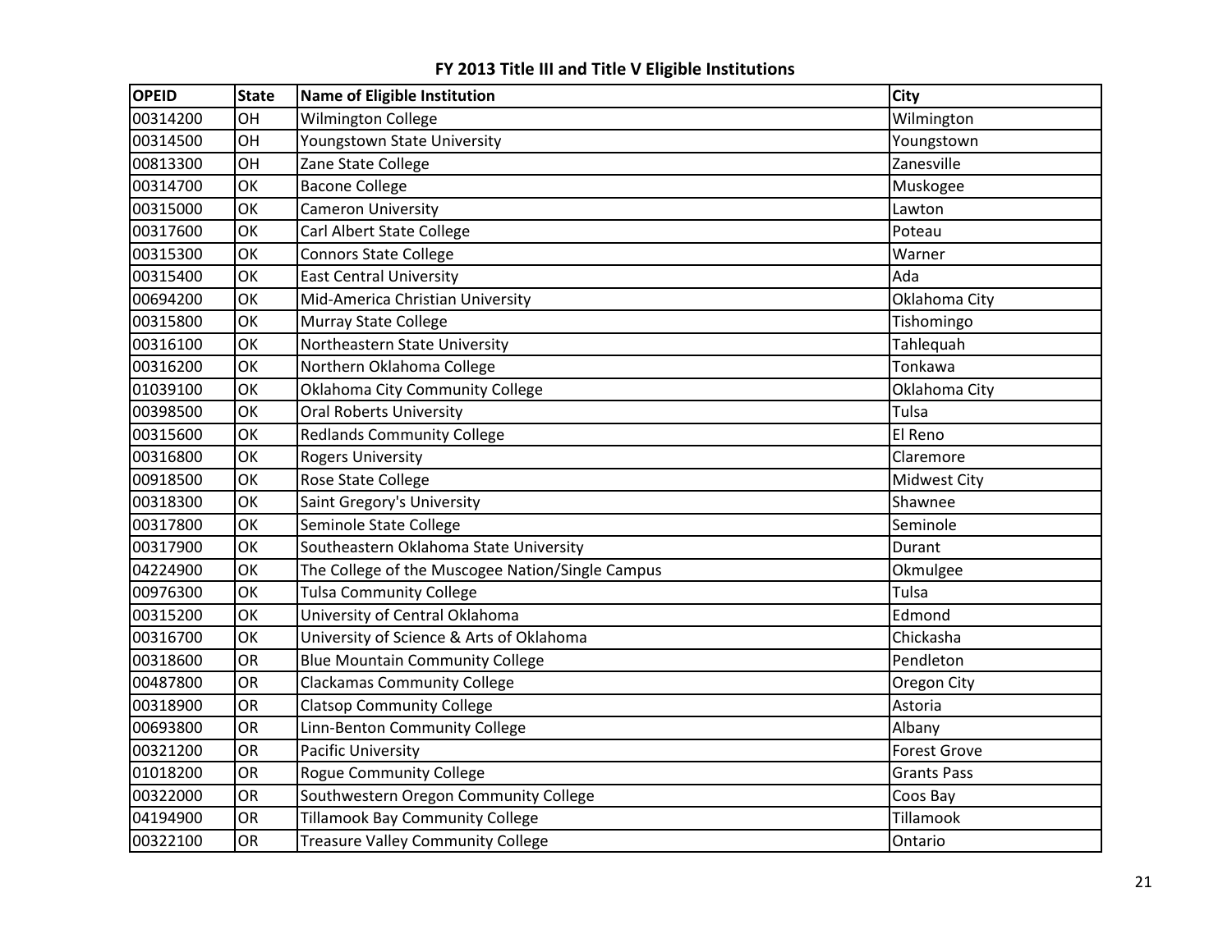# FY 2013 Title III and Title V Eligible Institutions

| OPEID | State | Name of Eligible Institution | City |
|---|---|---|---|
| 00314200 | OH | Wilmington College | Wilmington |
| 00314500 | OH | Youngstown State University | Youngstown |
| 00813300 | OH | Zane State College | Zanesville |
| 00314700 | OK | Bacone College | Muskogee |
| 00315000 | OK | Cameron University | Lawton |
| 00317600 | OK | Carl Albert State College | Poteau |
| 00315300 | OK | Connors State College | Warner |
| 00315400 | OK | East Central University | Ada |
| 00694200 | OK | Mid-America Christian University | Oklahoma City |
| 00315800 | OK | Murray State College | Tishomingo |
| 00316100 | OK | Northeastern State University | Tahlequah |
| 00316200 | OK | Northern Oklahoma College | Tonkawa |
| 01039100 | OK | Oklahoma City Community College | Oklahoma City |
| 00398500 | OK | Oral Roberts University | Tulsa |
| 00315600 | OK | Redlands Community College | El Reno |
| 00316800 | OK | Rogers University | Claremore |
| 00918500 | OK | Rose State College | Midwest City |
| 00318300 | OK | Saint Gregory's University | Shawnee |
| 00317800 | OK | Seminole State College | Seminole |
| 00317900 | OK | Southeastern Oklahoma State University | Durant |
| 04224900 | OK | The College of the Muscogee Nation/Single Campus | Okmulgee |
| 00976300 | OK | Tulsa Community College | Tulsa |
| 00315200 | OK | University of Central Oklahoma | Edmond |
| 00316700 | OK | University of Science & Arts of Oklahoma | Chickasha |
| 00318600 | OR | Blue Mountain Community College | Pendleton |
| 00487800 | OR | Clackamas Community College | Oregon City |
| 00318900 | OR | Clatsop Community College | Astoria |
| 00693800 | OR | Linn-Benton Community College | Albany |
| 00321200 | OR | Pacific University | Forest Grove |
| 01018200 | OR | Rogue Community College | Grants Pass |
| 00322000 | OR | Southwestern Oregon Community College | Coos Bay |
| 04194900 | OR | Tillamook Bay Community College | Tillamook |
| 00322100 | OR | Treasure Valley Community College | Ontario |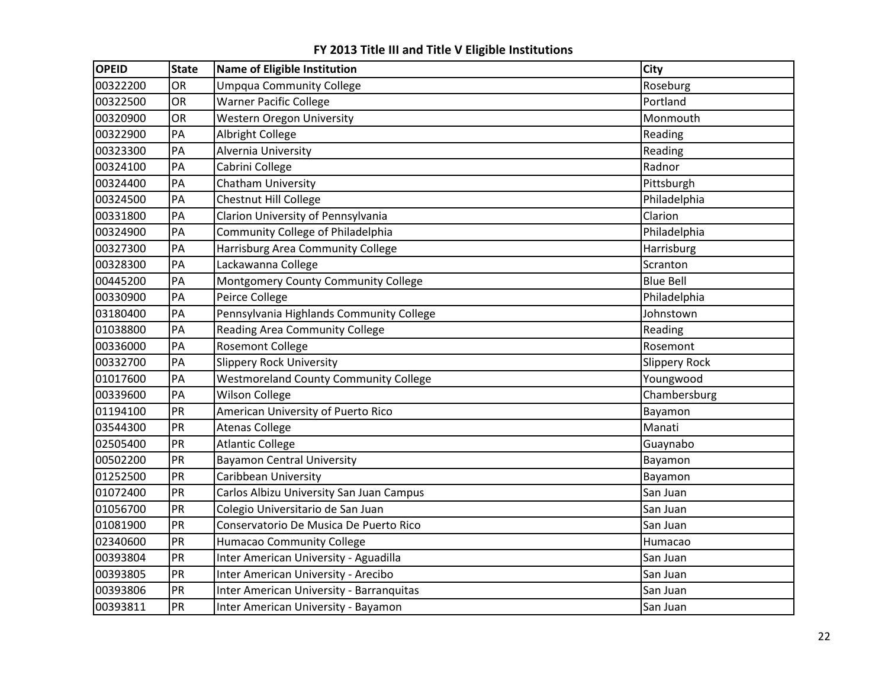**FY 2013 Title III and Title V Eligible Institutions**

| OPEID | State | Name of Eligible Institution | City |
|---|---|---|---|
| 00322200 | OR | Umpqua Community College | Roseburg |
| 00322500 | OR | Warner Pacific College | Portland |
| 00320900 | OR | Western Oregon University | Monmouth |
| 00322900 | PA | Albright College | Reading |
| 00323300 | PA | Alvernia University | Reading |
| 00324100 | PA | Cabrini College | Radnor |
| 00324400 | PA | Chatham University | Pittsburgh |
| 00324500 | PA | Chestnut Hill College | Philadelphia |
| 00331800 | PA | Clarion University of Pennsylvania | Clarion |
| 00324900 | PA | Community College of Philadelphia | Philadelphia |
| 00327300 | PA | Harrisburg Area Community College | Harrisburg |
| 00328300 | PA | Lackawanna College | Scranton |
| 00445200 | PA | Montgomery County Community College | Blue Bell |
| 00330900 | PA | Peirce College | Philadelphia |
| 03180400 | PA | Pennsylvania Highlands Community College | Johnstown |
| 01038800 | PA | Reading Area Community College | Reading |
| 00336000 | PA | Rosemont College | Rosemont |
| 00332700 | PA | Slippery Rock University | Slippery Rock |
| 01017600 | PA | Westmoreland County Community College | Youngwood |
| 00339600 | PA | Wilson College | Chambersburg |
| 01194100 | PR | American University of Puerto Rico | Bayamon |
| 03544300 | PR | Atenas College | Manati |
| 02505400 | PR | Atlantic College | Guaynabo |
| 00502200 | PR | Bayamon Central University | Bayamon |
| 01252500 | PR | Caribbean University | Bayamon |
| 01072400 | PR | Carlos Albizu University San Juan Campus | San Juan |
| 01056700 | PR | Colegio Universitario de San Juan | San Juan |
| 01081900 | PR | Conservatorio De Musica De Puerto Rico | San Juan |
| 02340600 | PR | Humacao Community College | Humacao |
| 00393804 | PR | Inter American University - Aguadilla | San Juan |
| 00393805 | PR | Inter American University - Arecibo | San Juan |
| 00393806 | PR | Inter American University - Barranquitas | San Juan |
| 00393811 | PR | Inter American University - Bayamon | San Juan |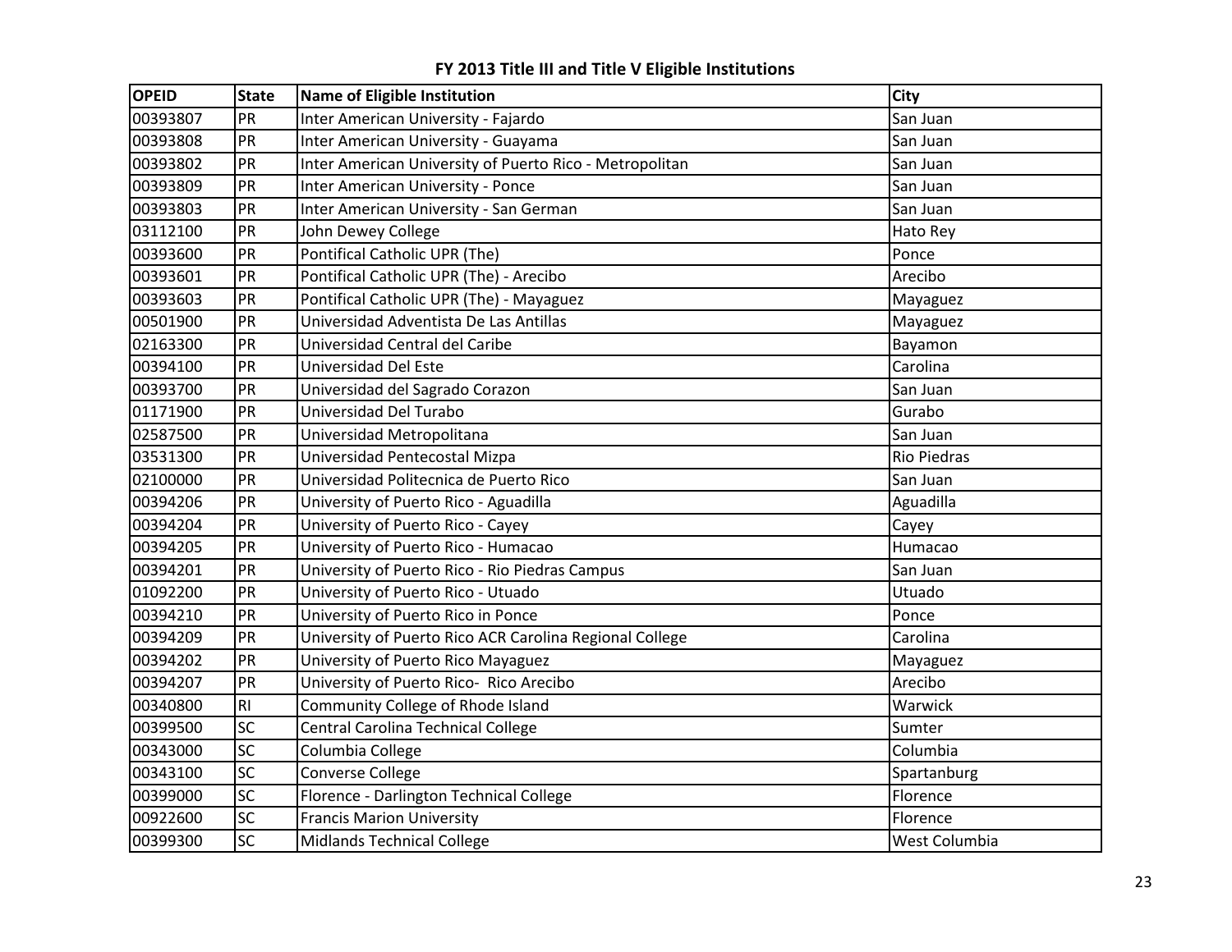# FY 2013 Title III and Title V Eligible Institutions

| OPEID | State | Name of Eligible Institution | City |
|---|---|---|---|
| 00393807 | PR | Inter American University - Fajardo | San Juan |
| 00393808 | PR | Inter American University - Guayama | San Juan |
| 00393802 | PR | Inter American University of Puerto Rico - Metropolitan | San Juan |
| 00393809 | PR | Inter American University - Ponce | San Juan |
| 00393803 | PR | Inter American University - San German | San Juan |
| 03112100 | PR | John Dewey College | Hato Rey |
| 00393600 | PR | Pontifical Catholic UPR (The) | Ponce |
| 00393601 | PR | Pontifical Catholic UPR (The) - Arecibo | Arecibo |
| 00393603 | PR | Pontifical Catholic UPR (The) - Mayaguez | Mayaguez |
| 00501900 | PR | Universidad Adventista De Las Antillas | Mayaguez |
| 02163300 | PR | Universidad Central del Caribe | Bayamon |
| 00394100 | PR | Universidad Del Este | Carolina |
| 00393700 | PR | Universidad del Sagrado Corazon | San Juan |
| 01171900 | PR | Universidad Del Turabo | Gurabo |
| 02587500 | PR | Universidad Metropolitana | San Juan |
| 03531300 | PR | Universidad Pentecostal Mizpa | Rio Piedras |
| 02100000 | PR | Universidad Politecnica de Puerto Rico | San Juan |
| 00394206 | PR | University of Puerto Rico - Aguadilla | Aguadilla |
| 00394204 | PR | University of Puerto Rico - Cayey | Cayey |
| 00394205 | PR | University of Puerto Rico - Humacao | Humacao |
| 00394201 | PR | University of Puerto Rico - Rio Piedras Campus | San Juan |
| 01092200 | PR | University of Puerto Rico - Utuado | Utuado |
| 00394210 | PR | University of Puerto Rico in Ponce | Ponce |
| 00394209 | PR | University of Puerto Rico ACR Carolina Regional College | Carolina |
| 00394202 | PR | University of Puerto Rico Mayaguez | Mayaguez |
| 00394207 | PR | University of Puerto Rico- Rico Arecibo | Arecibo |
| 00340800 | RI | Community College of Rhode Island | Warwick |
| 00399500 | SC | Central Carolina Technical College | Sumter |
| 00343000 | SC | Columbia College | Columbia |
| 00343100 | SC | Converse College | Spartanburg |
| 00399000 | SC | Florence - Darlington Technical College | Florence |
| 00922600 | SC | Francis Marion University | Florence |
| 00399300 | SC | Midlands Technical College | West Columbia |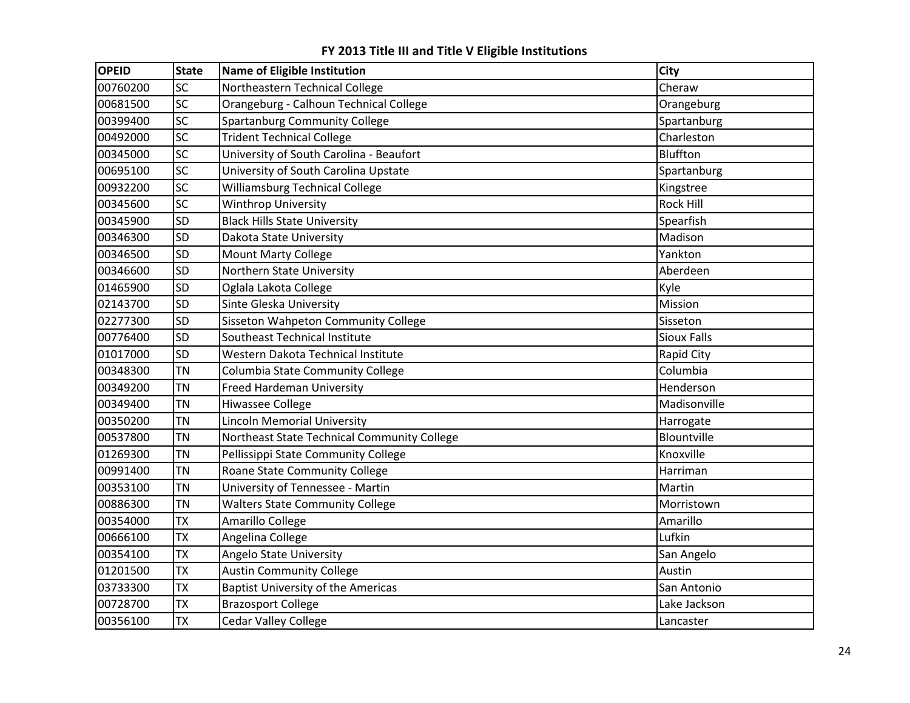# FY 2013 Title III and Title V Eligible Institutions

| OPEID | State | Name of Eligible Institution | City |
|---|---|---|---|
| 00760200 | SC | Northeastern Technical College | Cheraw |
| 00681500 | SC | Orangeburg - Calhoun Technical College | Orangeburg |
| 00399400 | SC | Spartanburg Community College | Spartanburg |
| 00492000 | SC | Trident Technical College | Charleston |
| 00345000 | SC | University of South Carolina - Beaufort | Bluffton |
| 00695100 | SC | University of South Carolina Upstate | Spartanburg |
| 00932200 | SC | Williamsburg Technical College | Kingstree |
| 00345600 | SC | Winthrop University | Rock Hill |
| 00345900 | SD | Black Hills State University | Spearfish |
| 00346300 | SD | Dakota State University | Madison |
| 00346500 | SD | Mount Marty College | Yankton |
| 00346600 | SD | Northern State University | Aberdeen |
| 01465900 | SD | Oglala Lakota College | Kyle |
| 02143700 | SD | Sinte Gleska University | Mission |
| 02277300 | SD | Sisseton Wahpeton Community College | Sisseton |
| 00776400 | SD | Southeast Technical Institute | Sioux Falls |
| 01017000 | SD | Western Dakota Technical Institute | Rapid City |
| 00348300 | TN | Columbia State Community College | Columbia |
| 00349200 | TN | Freed Hardeman University | Henderson |
| 00349400 | TN | Hiwassee College | Madisonville |
| 00350200 | TN | Lincoln Memorial University | Harrogate |
| 00537800 | TN | Northeast State Technical Community College | Blountville |
| 01269300 | TN | Pellissippi State Community College | Knoxville |
| 00991400 | TN | Roane State Community College | Harriman |
| 00353100 | TN | University of Tennessee - Martin | Martin |
| 00886300 | TN | Walters State Community College | Morristown |
| 00354000 | TX | Amarillo College | Amarillo |
| 00666100 | TX | Angelina College | Lufkin |
| 00354100 | TX | Angelo State University | San Angelo |
| 01201500 | TX | Austin Community College | Austin |
| 03733300 | TX | Baptist University of the Americas | San Antonio |
| 00728700 | TX | Brazosport College | Lake Jackson |
| 00356100 | TX | Cedar Valley College | Lancaster |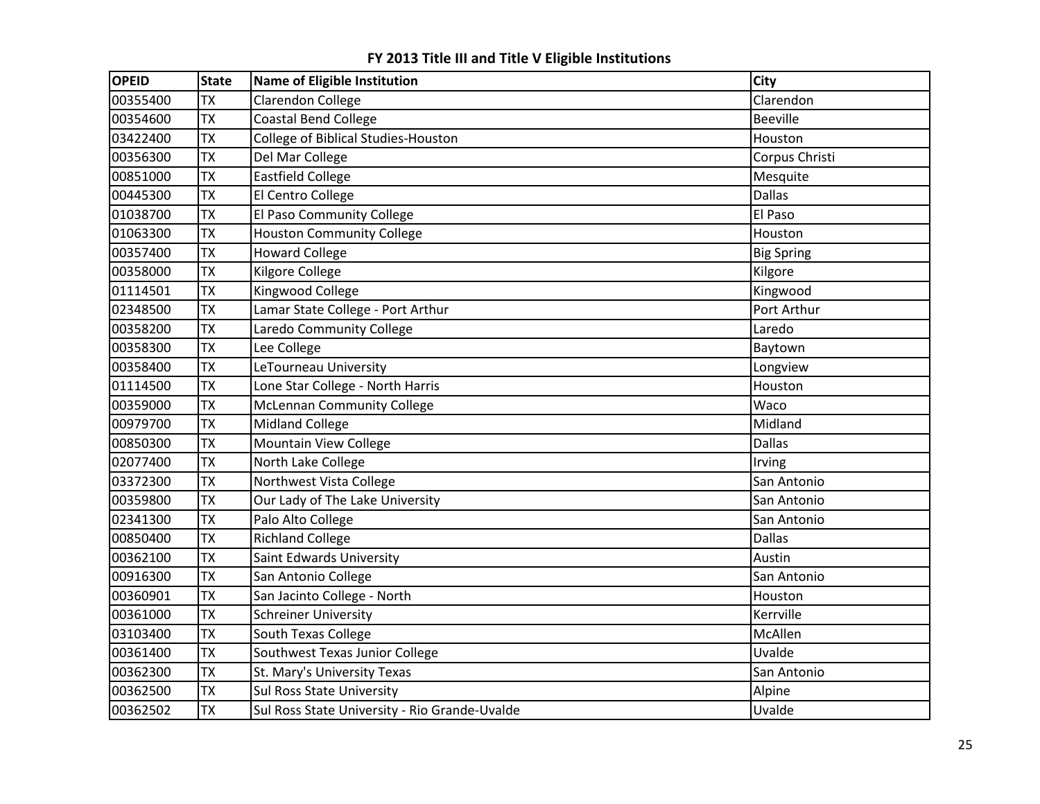# FY 2013 Title III and Title V Eligible Institutions

| OPEID | State | Name of Eligible Institution | City |
|---|---|---|---|
| 00355400 | TX | Clarendon College | Clarendon |
| 00354600 | TX | Coastal Bend College | Beeville |
| 03422400 | TX | College of Biblical Studies-Houston | Houston |
| 00356300 | TX | Del Mar College | Corpus Christi |
| 00851000 | TX | Eastfield College | Mesquite |
| 00445300 | TX | El Centro College | Dallas |
| 01038700 | TX | El Paso Community College | El Paso |
| 01063300 | TX | Houston Community College | Houston |
| 00357400 | TX | Howard College | Big Spring |
| 00358000 | TX | Kilgore College | Kilgore |
| 01114501 | TX | Kingwood College | Kingwood |
| 02348500 | TX | Lamar State College - Port Arthur | Port Arthur |
| 00358200 | TX | Laredo Community College | Laredo |
| 00358300 | TX | Lee College | Baytown |
| 00358400 | TX | LeTourneau University | Longview |
| 01114500 | TX | Lone Star College - North Harris | Houston |
| 00359000 | TX | McLennan Community College | Waco |
| 00979700 | TX | Midland College | Midland |
| 00850300 | TX | Mountain View College | Dallas |
| 02077400 | TX | North Lake College | Irving |
| 03372300 | TX | Northwest Vista College | San Antonio |
| 00359800 | TX | Our Lady of The Lake University | San Antonio |
| 02341300 | TX | Palo Alto College | San Antonio |
| 00850400 | TX | Richland College | Dallas |
| 00362100 | TX | Saint Edwards University | Austin |
| 00916300 | TX | San Antonio College | San Antonio |
| 00360901 | TX | San Jacinto College - North | Houston |
| 00361000 | TX | Schreiner University | Kerrville |
| 03103400 | TX | South Texas College | McAllen |
| 00361400 | TX | Southwest Texas Junior College | Uvalde |
| 00362300 | TX | St. Mary's University Texas | San Antonio |
| 00362500 | TX | Sul Ross State University | Alpine |
| 00362502 | TX | Sul Ross State University - Rio Grande-Uvalde | Uvalde |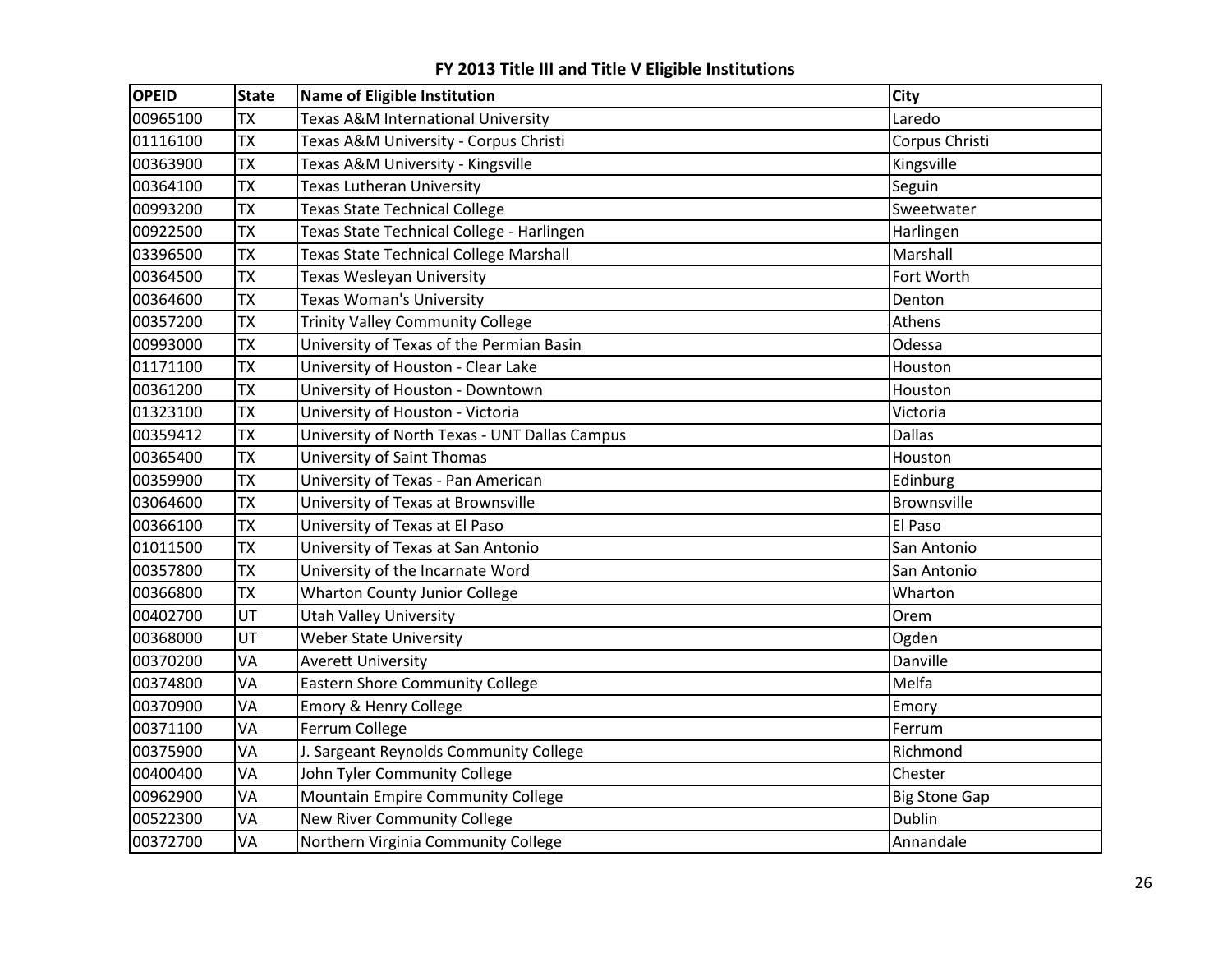**FY 2013 Title III and Title V Eligible Institutions**

| OPEID | State | Name of Eligible Institution | City |
|---|---|---|---|
| 00965100 | TX | Texas A&M International University | Laredo |
| 01116100 | TX | Texas A&M University - Corpus Christi | Corpus Christi |
| 00363900 | TX | Texas A&M University - Kingsville | Kingsville |
| 00364100 | TX | Texas Lutheran University | Seguin |
| 00993200 | TX | Texas State Technical College | Sweetwater |
| 00922500 | TX | Texas State Technical College - Harlingen | Harlingen |
| 03396500 | TX | Texas State Technical College Marshall | Marshall |
| 00364500 | TX | Texas Wesleyan University | Fort Worth |
| 00364600 | TX | Texas Woman's University | Denton |
| 00357200 | TX | Trinity Valley Community College | Athens |
| 00993000 | TX | University of Texas of the Permian Basin | Odessa |
| 01171100 | TX | University of Houston - Clear Lake | Houston |
| 00361200 | TX | University of Houston - Downtown | Houston |
| 01323100 | TX | University of Houston - Victoria | Victoria |
| 00359412 | TX | University of North Texas - UNT Dallas Campus | Dallas |
| 00365400 | TX | University of Saint Thomas | Houston |
| 00359900 | TX | University of Texas - Pan American | Edinburg |
| 03064600 | TX | University of Texas at Brownsville | Brownsville |
| 00366100 | TX | University of Texas at El Paso | El Paso |
| 01011500 | TX | University of Texas at San Antonio | San Antonio |
| 00357800 | TX | University of the Incarnate Word | San Antonio |
| 00366800 | TX | Wharton County Junior College | Wharton |
| 00402700 | UT | Utah Valley University | Orem |
| 00368000 | UT | Weber State University | Ogden |
| 00370200 | VA | Averett University | Danville |
| 00374800 | VA | Eastern Shore Community College | Melfa |
| 00370900 | VA | Emory & Henry College | Emory |
| 00371100 | VA | Ferrum College | Ferrum |
| 00375900 | VA | J. Sargeant Reynolds Community College | Richmond |
| 00400400 | VA | John Tyler Community College | Chester |
| 00962900 | VA | Mountain Empire Community College | Big Stone Gap |
| 00522300 | VA | New River Community College | Dublin |
| 00372700 | VA | Northern Virginia Community College | Annandale |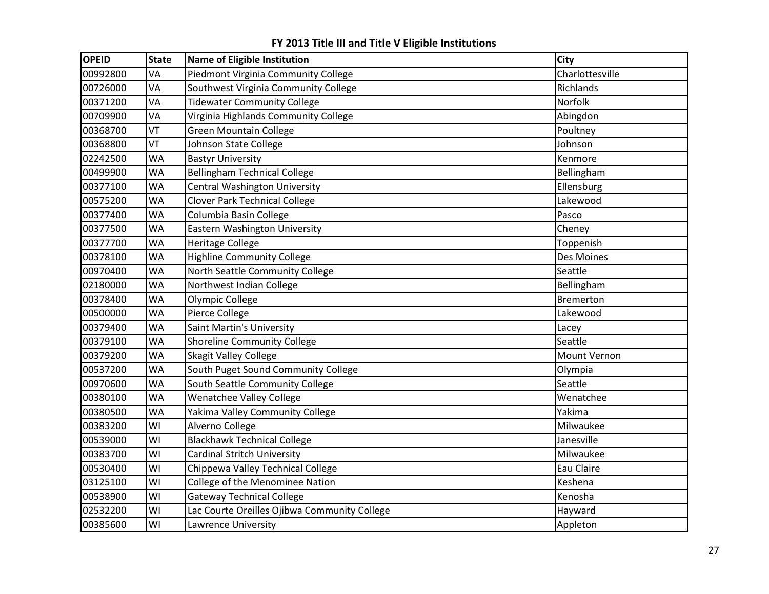**FY 2013 Title III and Title V Eligible Institutions**

| OPEID | State | Name of Eligible Institution | City |
|---|---|---|---|
| 00992800 | VA | Piedmont Virginia Community College | Charlottesville |
| 00726000 | VA | Southwest Virginia Community College | Richlands |
| 00371200 | VA | Tidewater Community College | Norfolk |
| 00709900 | VA | Virginia Highlands Community College | Abingdon |
| 00368700 | VT | Green Mountain College | Poultney |
| 00368800 | VT | Johnson State College | Johnson |
| 02242500 | WA | Bastyr University | Kenmore |
| 00499900 | WA | Bellingham Technical College | Bellingham |
| 00377100 | WA | Central Washington University | Ellensburg |
| 00575200 | WA | Clover Park Technical College | Lakewood |
| 00377400 | WA | Columbia Basin College | Pasco |
| 00377500 | WA | Eastern Washington University | Cheney |
| 00377700 | WA | Heritage College | Toppenish |
| 00378100 | WA | Highline Community College | Des Moines |
| 00970400 | WA | North Seattle Community College | Seattle |
| 02180000 | WA | Northwest Indian College | Bellingham |
| 00378400 | WA | Olympic College | Bremerton |
| 00500000 | WA | Pierce College | Lakewood |
| 00379400 | WA | Saint Martin's University | Lacey |
| 00379100 | WA | Shoreline Community College | Seattle |
| 00379200 | WA | Skagit Valley College | Mount Vernon |
| 00537200 | WA | South Puget Sound Community College | Olympia |
| 00970600 | WA | South Seattle Community College | Seattle |
| 00380100 | WA | Wenatchee Valley College | Wenatchee |
| 00380500 | WA | Yakima Valley Community College | Yakima |
| 00383200 | WI | Alverno College | Milwaukee |
| 00539000 | WI | Blackhawk Technical College | Janesville |
| 00383700 | WI | Cardinal Stritch University | Milwaukee |
| 00530400 | WI | Chippewa Valley Technical College | Eau Claire |
| 03125100 | WI | College of the Menominee Nation | Keshena |
| 00538900 | WI | Gateway Technical College | Kenosha |
| 02532200 | WI | Lac Courte Oreilles Ojibwa Community College | Hayward |
| 00385600 | WI | Lawrence University | Appleton |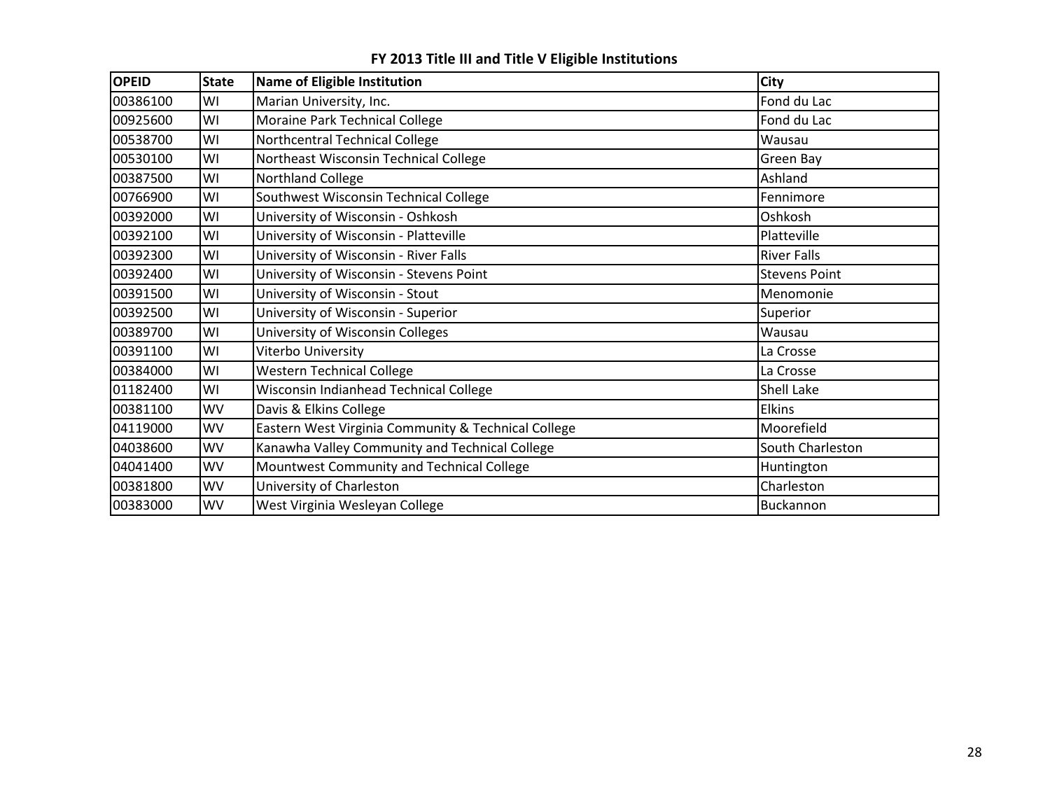**FY 2013 Title III and Title V Eligible Institutions**

| OPEID | State | Name of Eligible Institution | City |
|---|---|---|---|
| 00386100 | WI | Marian University, Inc. | Fond du Lac |
| 00925600 | WI | Moraine Park Technical College | Fond du Lac |
| 00538700 | WI | Northcentral Technical College | Wausau |
| 00530100 | WI | Northeast Wisconsin Technical College | Green Bay |
| 00387500 | WI | Northland College | Ashland |
| 00766900 | WI | Southwest Wisconsin Technical College | Fennimore |
| 00392000 | WI | University of Wisconsin - Oshkosh | Oshkosh |
| 00392100 | WI | University of Wisconsin - Platteville | Platteville |
| 00392300 | WI | University of Wisconsin - River Falls | River Falls |
| 00392400 | WI | University of Wisconsin - Stevens Point | Stevens Point |
| 00391500 | WI | University of Wisconsin - Stout | Menomonie |
| 00392500 | WI | University of Wisconsin - Superior | Superior |
| 00389700 | WI | University of Wisconsin Colleges | Wausau |
| 00391100 | WI | Viterbo University | La Crosse |
| 00384000 | WI | Western Technical College | La Crosse |
| 01182400 | WI | Wisconsin Indianhead Technical College | Shell Lake |
| 00381100 | WV | Davis & Elkins College | Elkins |
| 04119000 | WV | Eastern West Virginia Community & Technical College | Moorefield |
| 04038600 | WV | Kanawha Valley Community and Technical College | South Charleston |
| 04041400 | WV | Mountwest Community and Technical College | Huntington |
| 00381800 | WV | University of Charleston | Charleston |
| 00383000 | WV | West Virginia Wesleyan College | Buckannon |